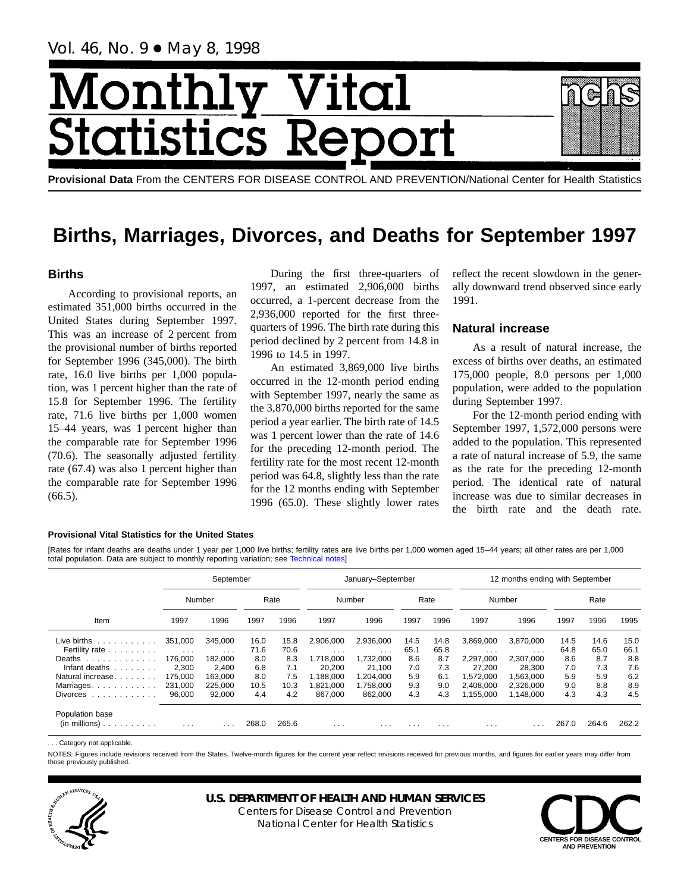Vol. 46, No. 9 • May 8, 1998

# Monthly Vital Statistics Report

**Provisional Data** From the CENTERS FOR DISEASE CONTROL AND PREVENTION/National Center for Health Statistics

# Births, Marriages, Divorces, and Deaths for September 1997

## Births

According to provisional reports, an estimated 351,000 births occurred in the United States during September 1997. This was an increase of 2 percent from the provisional number of births reported for September 1996 (345,000). The birth rate, 16.0 live births per 1,000 population, was 1 percent higher than the rate of 15.8 for September 1996. The fertility rate, 71.6 live births per 1,000 women 15–44 years, was 1 percent higher than the comparable rate for September 1996 (70.6). The seasonally adjusted fertility rate (67.4) was also 1 percent higher than the comparable rate for September 1996 (66.5).

During the first three-quarters of 1997, an estimated 2,906,000 births occurred, a 1-percent decrease from the 2,936,000 reported for the first three-quarters of 1996. The birth rate during this period declined by 2 percent from 14.8 in 1996 to 14.5 in 1997.

An estimated 3,869,000 live births occurred in the 12-month period ending with September 1997, nearly the same as the 3,870,000 births reported for the same period a year earlier. The birth rate of 14.5 was 1 percent lower than the rate of 14.6 for the preceding 12-month period. The fertility rate for the most recent 12-month period was 64.8, slightly less than the rate for the 12 months ending with September 1996 (65.0). These slightly lower rates reflect the recent slowdown in the generally downward trend observed since early 1991.

## Natural increase

As a result of natural increase, the excess of births over deaths, an estimated 175,000 people, 8.0 persons per 1,000 population, were added to the population during September 1997.

For the 12-month period ending with September 1997, 1,572,000 persons were added to the population. This represented a rate of natural increase of 5.9, the same as the rate for the preceding 12-month period. The identical rate of natural increase was due to similar decreases in the birth rate and the death rate.

**Provisional Vital Statistics for the United States**

[Rates for infant deaths are deaths under 1 year per 1,000 live births; fertility rates are live births per 1,000 women aged 15–44 years; all other rates are per 1,000 total population. Data are subject to monthly reporting variation; see Technical notes]

| Item | September | | | | January–September | | | | 12 months ending with September | | | | | |
|---|---|---|---|---|---|---|---|---|---|---|---|---|---|---|
| | Number | | Rate | | Number | | Rate | | Number | | Rate | | | |
| | 1997 | 1996 | 1997 | 1996 | 1997 | 1996 | 1997 | 1996 | 1997 | 1996 | 1997 | 1996 | 1995 | |
| Live births | 351,000 | 345,000 | 16.0 | 15.8 | 2,906,000 | 2,936,000 | 14.5 | 14.8 | 3,869,000 | 3,870,000 | 14.5 | 14.6 | 15.0 | |
| Fertility rate | . . . | . . . | 71.6 | 70.6 | . . . | . . . | 65.1 | 65.8 | . . . | . . . | 64.8 | 65.0 | 66.1 | |
| Deaths | 176,000 | 182,000 | 8.0 | 8.3 | 1,718,000 | 1,732,000 | 8.6 | 8.7 | 2,297,000 | 2,307,000 | 8.6 | 8.7 | 8.8 | |
| Infant deaths | 2,300 | 2,400 | 6.8 | 7.1 | 20,200 | 21,100 | 7.0 | 7.3 | 27,200 | 28,300 | 7.0 | 7.3 | 7.6 | |
| Natural increase | 175,000 | 163,000 | 8.0 | 7.5 | 1,188,000 | 1,204,000 | 5.9 | 6.1 | 1,572,000 | 1,563,000 | 5.9 | 5.9 | 6.2 | |
| Marriages | 231,000 | 225,000 | 10.5 | 10.3 | 1,821,000 | 1,758,000 | 9.3 | 9.0 | 2,408,000 | 2,326,000 | 9.0 | 8.8 | 8.9 | |
| Divorces | 96,000 | 92,000 | 4.4 | 4.2 | 867,000 | 862,000 | 4.3 | 4.3 | 1,155,000 | 1,148,000 | 4.3 | 4.3 | 4.5 | |
| Population base (in millions) | . . . | . . . | 268.0 | 265.6 | . . . | . . . | . . . | . . . | . . . | . . . | 267.0 | 264.6 | 262.2 | |

. . . Category not applicable.

NOTES: Figures include revisions received from the States. Twelve-month figures for the current year reflect revisions received for previous months, and figures for earlier years may differ from those previously published.

**U.S. DEPARTMENT OF HEALTH AND HUMAN SERVICES**
Centers for Disease Control and Prevention
National Center for Health Statistics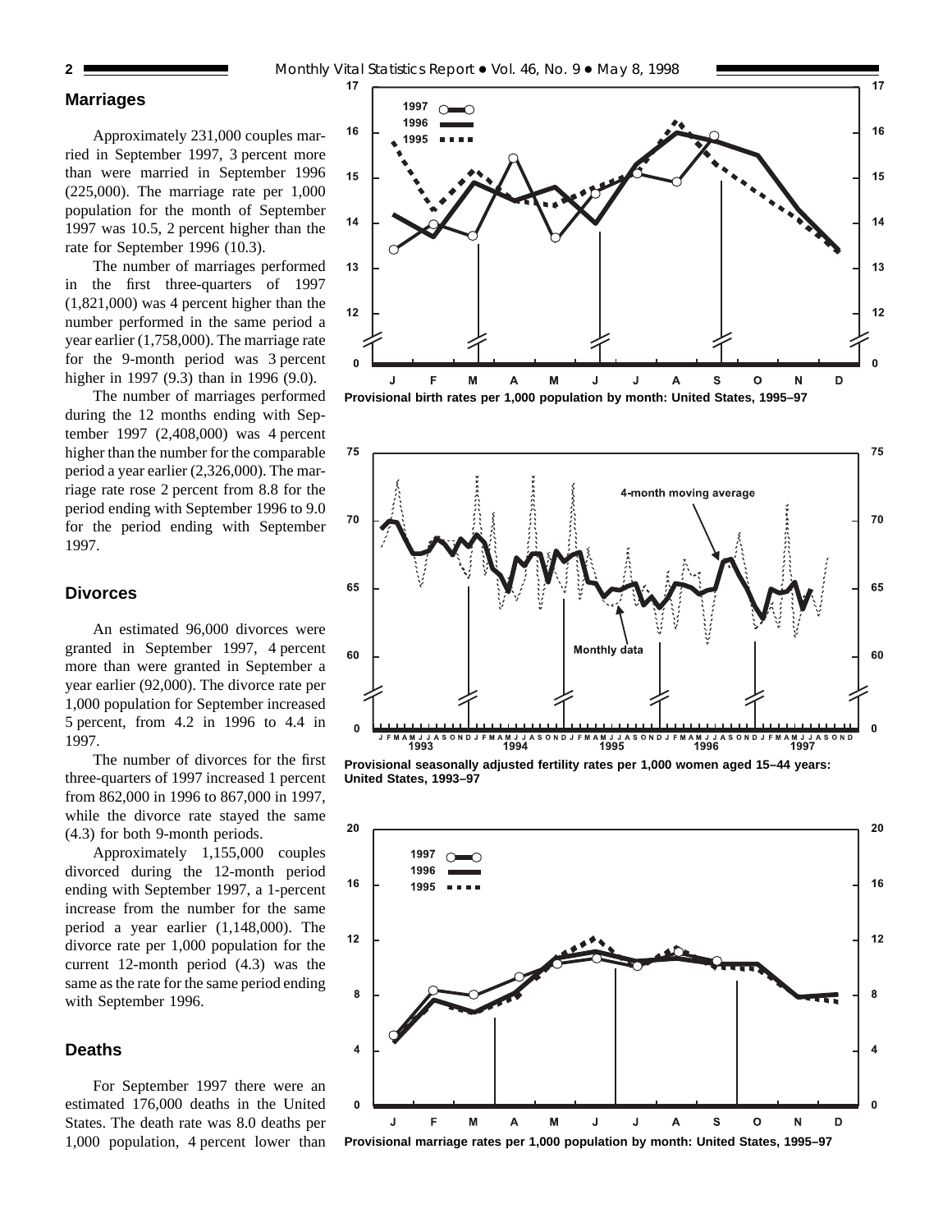## Marriages

Approximately 231,000 couples married in September 1997, 3 percent more than were married in September 1996 (225,000). The marriage rate per 1,000 population for the month of September 1997 was 10.5, 2 percent higher than the rate for September 1996 (10.3).

The number of marriages performed in the first three-quarters of 1997 (1,821,000) was 4 percent higher than the number performed in the same period a year earlier (1,758,000). The marriage rate for the 9-month period was 3 percent higher in 1997 (9.3) than in 1996 (9.0).

The number of marriages performed during the 12 months ending with September 1997 (2,408,000) was 4 percent higher than the number for the comparable period a year earlier (2,326,000). The marriage rate rose 2 percent from 8.8 for the period ending with September 1996 to 9.0 for the period ending with September 1997.

## Divorces

An estimated 96,000 divorces were granted in September 1997, 4 percent more than were granted in September a year earlier (92,000). The divorce rate per 1,000 population for September increased 5 percent, from 4.2 in 1996 to 4.4 in 1997.

The number of divorces for the first three-quarters of 1997 increased 1 percent from 862,000 in 1996 to 867,000 in 1997, while the divorce rate stayed the same (4.3) for both 9-month periods.

Approximately 1,155,000 couples divorced during the 12-month period ending with September 1997, a 1-percent increase from the number for the same period a year earlier (1,148,000). The divorce rate per 1,000 population for the current 12-month period (4.3) was the same as the rate for the same period ending with September 1996.

## Deaths

For September 1997 there were an estimated 176,000 deaths in the United States. The death rate was 8.0 deaths per 1,000 population, 4 percent lower than

**Provisional birth rates per 1,000 population by month: United States, 1995–97**

**Provisional seasonally adjusted fertility rates per 1,000 women aged 15–44 years: United States, 1993–97**

**Provisional marriage rates per 1,000 population by month: United States, 1995–97**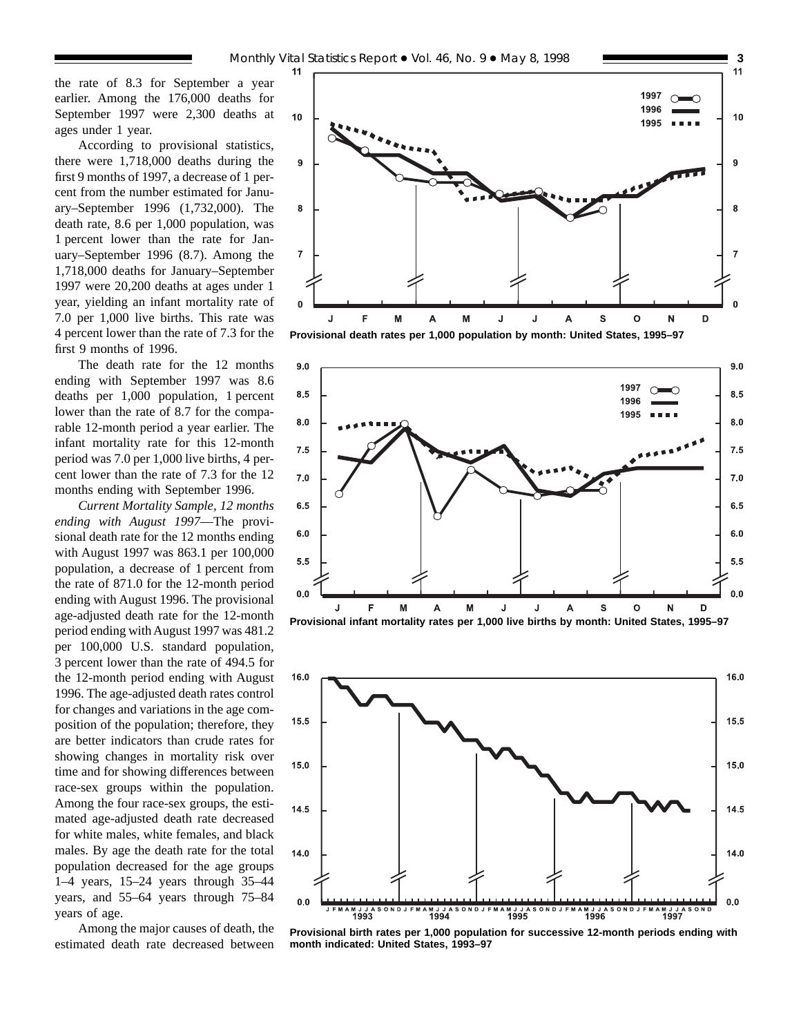the rate of 8.3 for September a year earlier. Among the 176,000 deaths for September 1997 were 2,300 deaths at ages under 1 year.

According to provisional statistics, there were 1,718,000 deaths during the first 9 months of 1997, a decrease of 1 percent from the number estimated for January–September 1996 (1,732,000). The death rate, 8.6 per 1,000 population, was 1 percent lower than the rate for January–September 1996 (8.7). Among the 1,718,000 deaths for January–September 1997 were 20,200 deaths at ages under 1 year, yielding an infant mortality rate of 7.0 per 1,000 live births. This rate was 4 percent lower than the rate of 7.3 for the first 9 months of 1996.

The death rate for the 12 months ending with September 1997 was 8.6 deaths per 1,000 population, 1 percent lower than the rate of 8.7 for the comparable 12-month period a year earlier. The infant mortality rate for this 12-month period was 7.0 per 1,000 live births, 4 percent lower than the rate of 7.3 for the 12 months ending with September 1996.

*Current Mortality Sample, 12 months ending with August 1997*—The provisional death rate for the 12 months ending with August 1997 was 863.1 per 100,000 population, a decrease of 1 percent from the rate of 871.0 for the 12-month period ending with August 1996. The provisional age-adjusted death rate for the 12-month period ending with August 1997 was 481.2 per 100,000 U.S. standard population, 3 percent lower than the rate of 494.5 for the 12-month period ending with August 1996. The age-adjusted death rates control for changes and variations in the age composition of the population; therefore, they are better indicators than crude rates for showing changes in mortality risk over time and for showing differences between race-sex groups within the population. Among the four race-sex groups, the estimated age-adjusted death rate decreased for white males, white females, and black males. By age the death rate for the total population decreased for the age groups 1–4 years, 15–24 years through 35–44 years, and 55–64 years through 75–84 years of age.

Among the major causes of death, the estimated death rate decreased between

**Provisional death rates per 1,000 population by month: United States, 1995–97**

**Provisional infant mortality rates per 1,000 live births by month: United States, 1995–97**

**Provisional birth rates per 1,000 population for successive 12-month periods ending with month indicated: United States, 1993–97**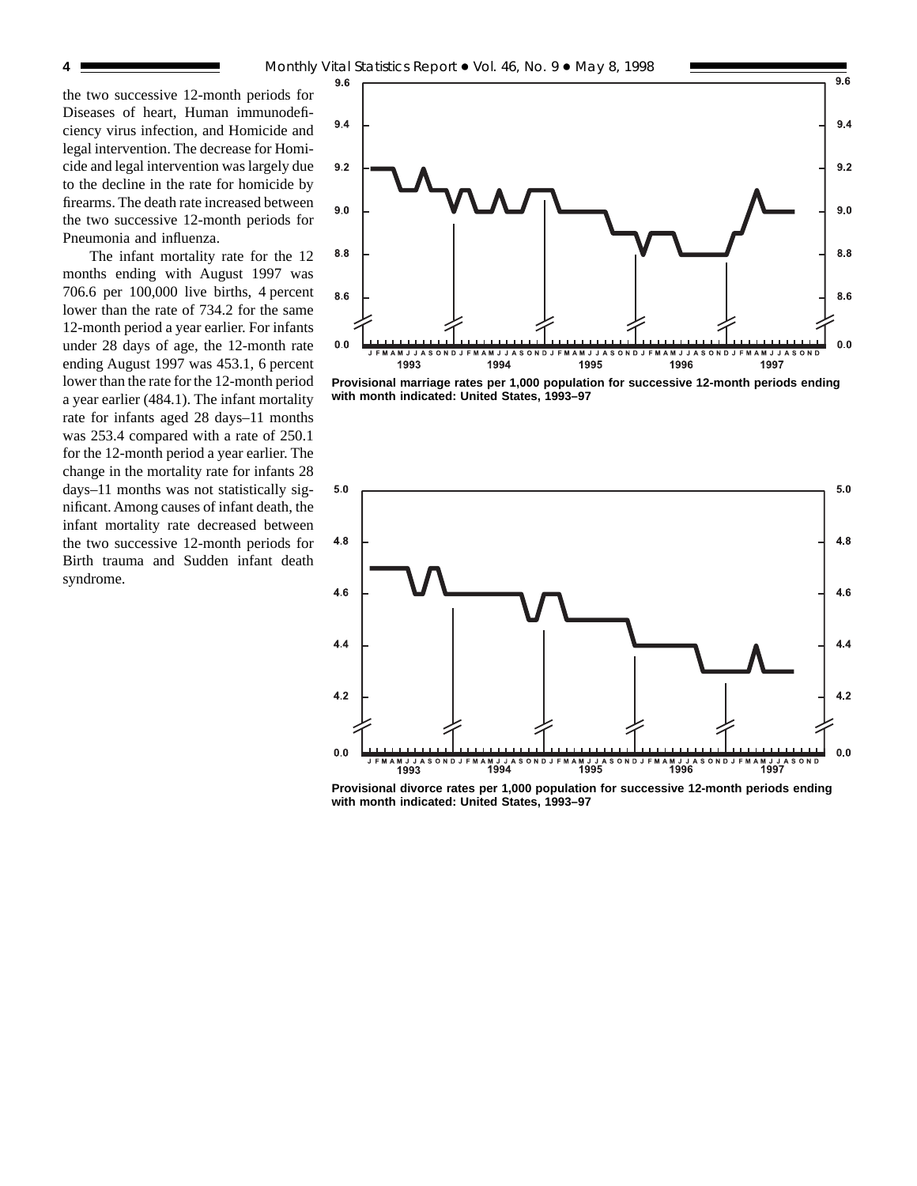the two successive 12-month periods for Diseases of heart, Human immunodeficiency virus infection, and Homicide and legal intervention. The decrease for Homicide and legal intervention was largely due to the decline in the rate for homicide by firearms. The death rate increased between the two successive 12-month periods for Pneumonia and influenza.

The infant mortality rate for the 12 months ending with August 1997 was 706.6 per 100,000 live births, 4 percent lower than the rate of 734.2 for the same 12-month period a year earlier. For infants under 28 days of age, the 12-month rate ending August 1997 was 453.1, 6 percent lower than the rate for the 12-month period a year earlier (484.1). The infant mortality rate for infants aged 28 days–11 months was 253.4 compared with a rate of 250.1 for the 12-month period a year earlier. The change in the mortality rate for infants 28 days–11 months was not statistically significant. Among causes of infant death, the infant mortality rate decreased between the two successive 12-month periods for Birth trauma and Sudden infant death syndrome.

**Provisional marriage rates per 1,000 population for successive 12-month periods ending with month indicated: United States, 1993–97**

**Provisional divorce rates per 1,000 population for successive 12-month periods ending with month indicated: United States, 1993–97**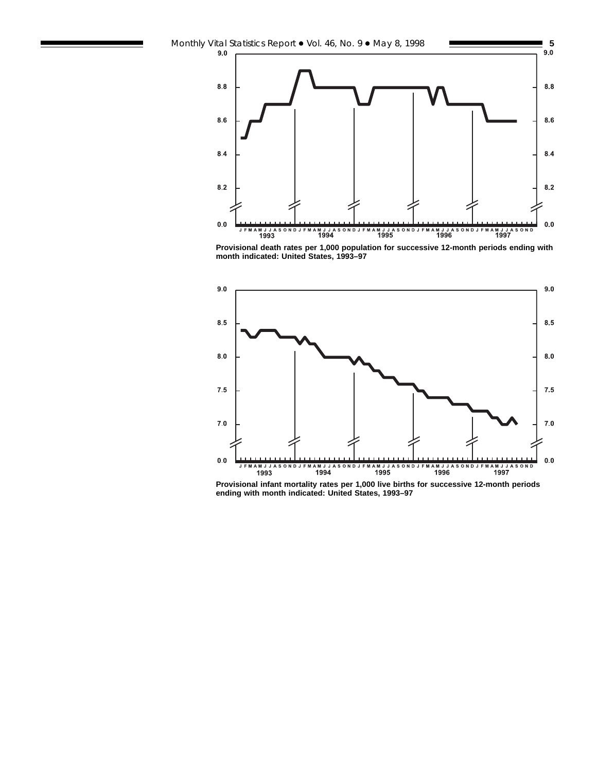Provisional death rates per 1,000 population for successive 12-month periods ending with month indicated: United States, 1993–97

Provisional infant mortality rates per 1,000 live births for successive 12-month periods ending with month indicated: United States, 1993–97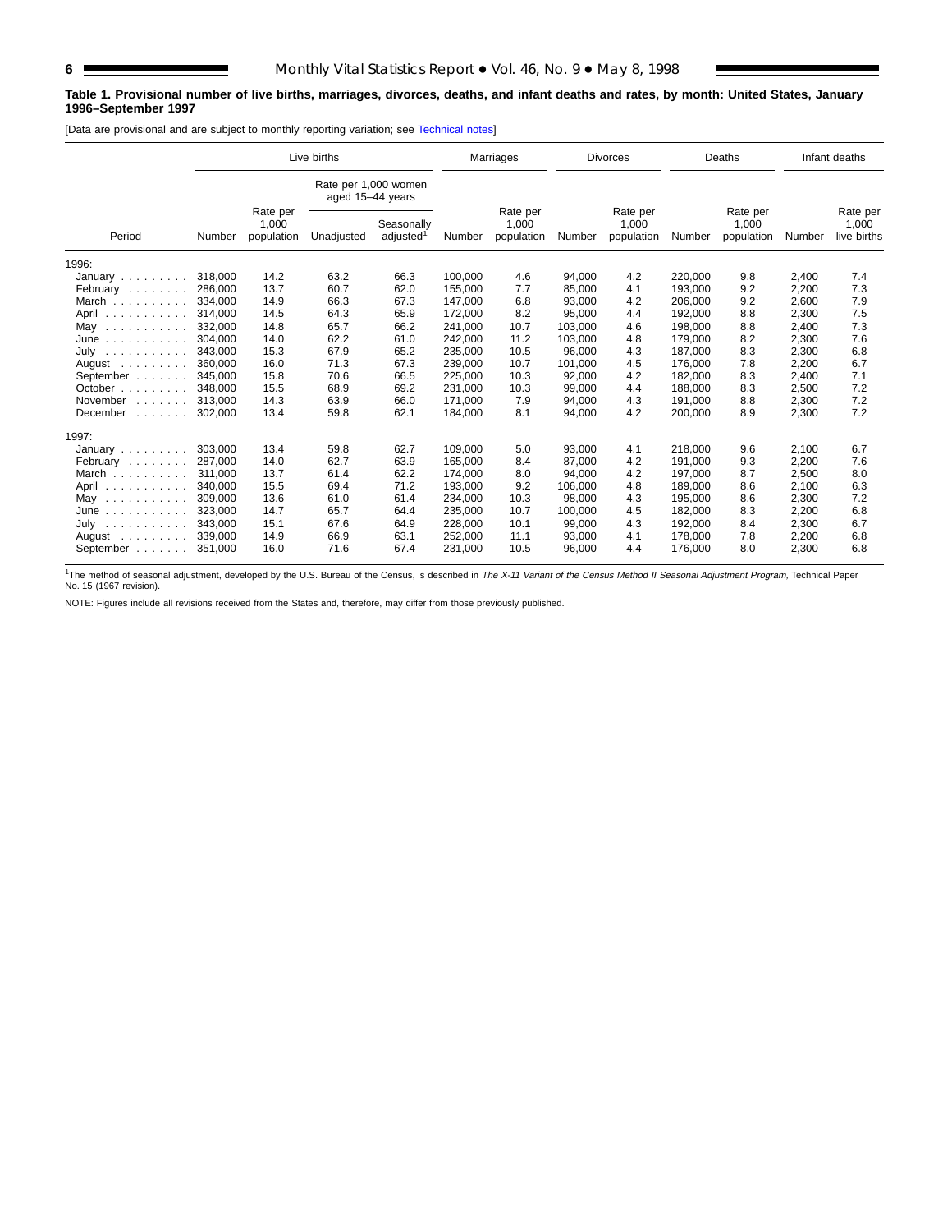**Table 1. Provisional number of live births, marriages, divorces, deaths, and infant deaths and rates, by month: United States, January 1996–September 1997**

[Data are provisional and are subject to monthly reporting variation; see Technical notes]

| Period | Live births | | | | Marriages | | Divorces | | Deaths | | Infant deaths | |
|---|---|---|---|---|---|---|---|---|---|---|---|---|
| | | | Rate per 1,000 women aged 15–44 years | | | | | | | | | |
| | Number | Rate per 1,000 population | Unadjusted | Seasonally adjusted[1] | Number | Rate per 1,000 population | Number | Rate per 1,000 population | Number | Rate per 1,000 population | Number | Rate per 1,000 live births |
| **1996:** | | | | | | | | | | | | |
| January | 318,000 | 14.2 | 63.2 | 66.3 | 100,000 | 4.6 | 94,000 | 4.2 | 220,000 | 9.8 | 2,400 | 7.4 |
| February | 286,000 | 13.7 | 60.7 | 62.0 | 155,000 | 7.7 | 85,000 | 4.1 | 193,000 | 9.2 | 2,200 | 7.3 |
| March | 334,000 | 14.9 | 66.3 | 67.3 | 147,000 | 6.8 | 93,000 | 4.2 | 206,000 | 9.2 | 2,600 | 7.9 |
| April | 314,000 | 14.5 | 64.3 | 65.9 | 172,000 | 8.2 | 95,000 | 4.4 | 192,000 | 8.8 | 2,300 | 7.5 |
| May | 332,000 | 14.8 | 65.7 | 66.2 | 241,000 | 10.7 | 103,000 | 4.6 | 198,000 | 8.8 | 2,400 | 7.3 |
| June | 304,000 | 14.0 | 62.2 | 61.0 | 242,000 | 11.2 | 103,000 | 4.8 | 179,000 | 8.2 | 2,300 | 7.6 |
| July | 343,000 | 15.3 | 67.9 | 65.2 | 235,000 | 10.5 | 96,000 | 4.3 | 187,000 | 8.3 | 2,300 | 6.8 |
| August | 360,000 | 16.0 | 71.3 | 67.3 | 239,000 | 10.7 | 101,000 | 4.5 | 176,000 | 7.8 | 2,200 | 6.7 |
| September | 345,000 | 15.8 | 70.6 | 66.5 | 225,000 | 10.3 | 92,000 | 4.2 | 182,000 | 8.3 | 2,400 | 7.1 |
| October | 348,000 | 15.5 | 68.9 | 69.2 | 231,000 | 10.3 | 99,000 | 4.4 | 188,000 | 8.3 | 2,500 | 7.2 |
| November | 313,000 | 14.3 | 63.9 | 66.0 | 171,000 | 7.9 | 94,000 | 4.3 | 191,000 | 8.8 | 2,300 | 7.2 |
| December | 302,000 | 13.4 | 59.8 | 62.1 | 184,000 | 8.1 | 94,000 | 4.2 | 200,000 | 8.9 | 2,300 | 7.2 |
| **1997:** | | | | | | | | | | | | |
| January | 303,000 | 13.4 | 59.8 | 62.7 | 109,000 | 5.0 | 93,000 | 4.1 | 218,000 | 9.6 | 2,100 | 6.7 |
| February | 287,000 | 14.0 | 62.7 | 63.9 | 165,000 | 8.4 | 87,000 | 4.2 | 191,000 | 9.3 | 2,200 | 7.6 |
| March | 311,000 | 13.7 | 61.4 | 62.2 | 174,000 | 8.0 | 94,000 | 4.2 | 197,000 | 8.7 | 2,500 | 8.0 |
| April | 340,000 | 15.5 | 69.4 | 71.2 | 193,000 | 9.2 | 106,000 | 4.8 | 189,000 | 8.6 | 2,100 | 6.3 |
| May | 309,000 | 13.6 | 61.0 | 61.4 | 234,000 | 10.3 | 98,000 | 4.3 | 195,000 | 8.6 | 2,300 | 7.2 |
| June | 323,000 | 14.7 | 65.7 | 64.4 | 235,000 | 10.7 | 100,000 | 4.5 | 182,000 | 8.3 | 2,200 | 6.8 |
| July | 343,000 | 15.1 | 67.6 | 64.9 | 228,000 | 10.1 | 99,000 | 4.3 | 192,000 | 8.4 | 2,300 | 6.7 |
| August | 339,000 | 14.9 | 66.9 | 63.1 | 252,000 | 11.1 | 93,000 | 4.1 | 178,000 | 7.8 | 2,200 | 6.8 |
| September | 351,000 | 16.0 | 71.6 | 67.4 | 231,000 | 10.5 | 96,000 | 4.4 | 176,000 | 8.0 | 2,300 | 6.8 |

[1]The method of seasonal adjustment, developed by the U.S. Bureau of the Census, is described in *The X-11 Variant of the Census Method II Seasonal Adjustment Program*, Technical Paper No. 15 (1967 revision).

NOTE: Figures include all revisions received from the States and, therefore, may differ from those previously published.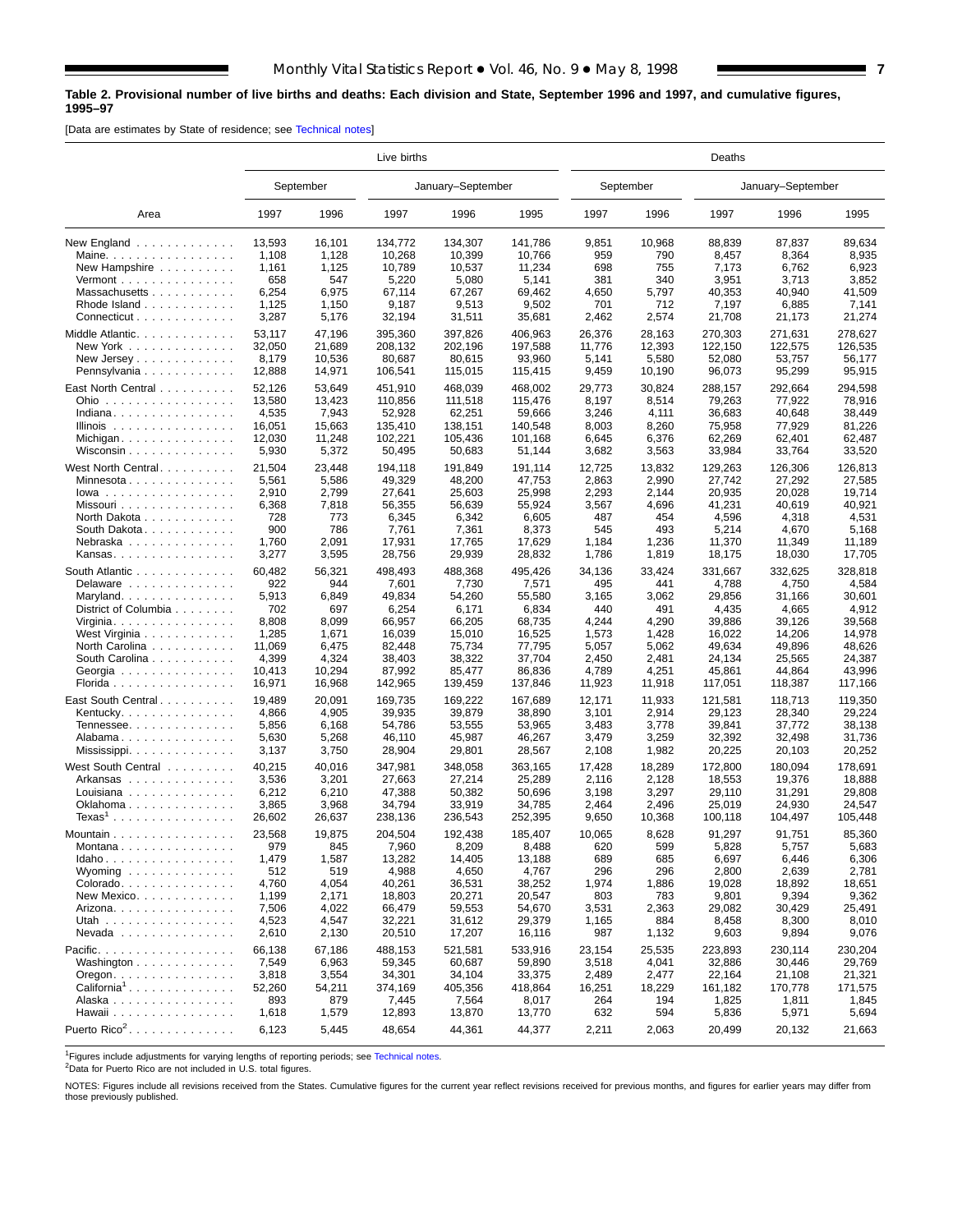**Table 2. Provisional number of live births and deaths: Each division and State, September 1996 and 1997, and cumulative figures, 1995–97**

[Data are estimates by State of residence; see Technical notes]

| Area | Live births | | | | | Deaths | | | | |
|---|---|---|---|---|---|---|---|---|---|---|
| | September | | January–September | | | September | | January–September | | |
| | 1997 | 1996 | 1997 | 1996 | 1995 | 1997 | 1996 | 1997 | 1996 | 1995 |
| New England | 13,593 | 16,101 | 134,772 | 134,307 | 141,786 | 9,851 | 10,968 | 88,839 | 87,837 | 89,634 |
| Maine | 1,108 | 1,128 | 10,268 | 10,399 | 10,766 | 959 | 790 | 8,457 | 8,364 | 8,935 |
| New Hampshire | 1,161 | 1,125 | 10,789 | 10,537 | 11,234 | 698 | 755 | 7,173 | 6,762 | 6,923 |
| Vermont | 658 | 547 | 5,220 | 5,080 | 5,141 | 381 | 340 | 3,951 | 3,713 | 3,852 |
| Massachusetts | 6,254 | 6,975 | 67,114 | 67,267 | 69,462 | 4,650 | 5,797 | 40,353 | 40,940 | 41,509 |
| Rhode Island | 1,125 | 1,150 | 9,187 | 9,513 | 9,502 | 701 | 712 | 7,197 | 6,885 | 7,141 |
| Connecticut | 3,287 | 5,176 | 32,194 | 31,511 | 35,681 | 2,462 | 2,574 | 21,708 | 21,173 | 21,274 |
| Middle Atlantic | 53,117 | 47,196 | 395,360 | 397,826 | 406,963 | 26,376 | 28,163 | 270,303 | 271,631 | 278,627 |
| New York | 32,050 | 21,689 | 208,132 | 202,196 | 197,588 | 11,776 | 12,393 | 122,150 | 122,575 | 126,535 |
| New Jersey | 8,179 | 10,536 | 80,687 | 80,615 | 93,960 | 5,141 | 5,580 | 52,080 | 53,757 | 56,177 |
| Pennsylvania | 12,888 | 14,971 | 106,541 | 115,015 | 115,415 | 9,459 | 10,190 | 96,073 | 95,299 | 95,915 |
| East North Central | 52,126 | 53,649 | 451,910 | 468,039 | 468,002 | 29,773 | 30,824 | 288,157 | 292,664 | 294,598 |
| Ohio | 13,580 | 13,423 | 110,856 | 111,518 | 115,476 | 8,197 | 8,514 | 79,263 | 77,922 | 78,916 |
| Indiana | 4,535 | 7,943 | 52,928 | 62,251 | 59,666 | 3,246 | 4,111 | 36,683 | 40,648 | 38,449 |
| Illinois | 16,051 | 15,663 | 135,410 | 138,151 | 140,548 | 8,003 | 8,260 | 75,958 | 77,929 | 81,226 |
| Michigan | 12,030 | 11,248 | 102,221 | 105,436 | 101,168 | 6,645 | 6,376 | 62,269 | 62,401 | 62,487 |
| Wisconsin | 5,930 | 5,372 | 50,495 | 50,683 | 51,144 | 3,682 | 3,563 | 33,984 | 33,764 | 33,520 |
| West North Central | 21,504 | 23,448 | 194,118 | 191,849 | 191,114 | 12,725 | 13,832 | 129,263 | 126,306 | 126,813 |
| Minnesota | 5,561 | 5,586 | 49,329 | 48,200 | 47,753 | 2,863 | 2,990 | 27,742 | 27,292 | 27,585 |
| Iowa | 2,910 | 2,799 | 27,641 | 25,603 | 25,998 | 2,293 | 2,144 | 20,935 | 20,028 | 19,714 |
| Missouri | 6,368 | 7,818 | 56,355 | 56,639 | 55,924 | 3,567 | 4,696 | 41,231 | 40,619 | 40,921 |
| North Dakota | 728 | 773 | 6,345 | 6,342 | 6,605 | 487 | 454 | 4,596 | 4,318 | 4,531 |
| South Dakota | 900 | 786 | 7,761 | 7,361 | 8,373 | 545 | 493 | 5,214 | 4,670 | 5,168 |
| Nebraska | 1,760 | 2,091 | 17,931 | 17,765 | 17,629 | 1,184 | 1,236 | 11,370 | 11,349 | 11,189 |
| Kansas | 3,277 | 3,595 | 28,756 | 29,939 | 28,832 | 1,786 | 1,819 | 18,175 | 18,030 | 17,705 |
| South Atlantic | 60,482 | 56,321 | 498,493 | 488,368 | 495,426 | 34,136 | 33,424 | 331,667 | 332,625 | 328,818 |
| Delaware | 922 | 944 | 7,601 | 7,730 | 7,571 | 495 | 441 | 4,788 | 4,750 | 4,584 |
| Maryland | 5,913 | 6,849 | 49,834 | 54,260 | 55,580 | 3,165 | 3,062 | 29,856 | 31,166 | 30,601 |
| District of Columbia | 702 | 697 | 6,254 | 6,171 | 6,834 | 440 | 491 | 4,435 | 4,665 | 4,912 |
| Virginia | 8,808 | 8,099 | 66,957 | 66,205 | 68,735 | 4,244 | 4,290 | 39,886 | 39,126 | 39,568 |
| West Virginia | 1,285 | 1,671 | 16,039 | 15,010 | 16,525 | 1,573 | 1,428 | 16,022 | 14,206 | 14,978 |
| North Carolina | 11,069 | 6,475 | 82,448 | 75,734 | 77,795 | 5,057 | 5,062 | 49,634 | 49,896 | 48,626 |
| South Carolina | 4,399 | 4,324 | 38,403 | 38,322 | 37,704 | 2,450 | 2,481 | 24,134 | 25,565 | 24,387 |
| Georgia | 10,413 | 10,294 | 87,992 | 85,477 | 86,836 | 4,789 | 4,251 | 45,861 | 44,864 | 43,996 |
| Florida | 16,971 | 16,968 | 142,965 | 139,459 | 137,846 | 11,923 | 11,918 | 117,051 | 118,387 | 117,166 |
| East South Central | 19,489 | 20,091 | 169,735 | 169,222 | 167,689 | 12,171 | 11,933 | 121,581 | 118,713 | 119,350 |
| Kentucky | 4,866 | 4,905 | 39,935 | 39,879 | 38,890 | 3,101 | 2,914 | 29,123 | 28,340 | 29,224 |
| Tennessee | 5,856 | 6,168 | 54,786 | 53,555 | 53,965 | 3,483 | 3,778 | 39,841 | 37,772 | 38,138 |
| Alabama | 5,630 | 5,268 | 46,110 | 45,987 | 46,267 | 3,479 | 3,259 | 32,392 | 32,498 | 31,736 |
| Mississippi | 3,137 | 3,750 | 28,904 | 29,801 | 28,567 | 2,108 | 1,982 | 20,225 | 20,103 | 20,252 |
| West South Central | 40,215 | 40,016 | 347,981 | 348,058 | 363,165 | 17,428 | 18,289 | 172,800 | 180,094 | 178,691 |
| Arkansas | 3,536 | 3,201 | 27,663 | 27,214 | 25,289 | 2,116 | 2,128 | 18,553 | 19,376 | 18,888 |
| Louisiana | 6,212 | 6,210 | 47,388 | 50,382 | 50,696 | 3,198 | 3,297 | 29,110 | 31,291 | 29,808 |
| Oklahoma | 3,865 | 3,968 | 34,794 | 33,919 | 34,785 | 2,464 | 2,496 | 25,019 | 24,930 | 24,547 |
| Texas[1] | 26,602 | 26,637 | 238,136 | 236,543 | 252,395 | 9,650 | 10,368 | 100,118 | 104,497 | 105,448 |
| Mountain | 23,568 | 19,875 | 204,504 | 192,438 | 185,407 | 10,065 | 8,628 | 91,297 | 91,751 | 85,360 |
| Montana | 979 | 845 | 7,960 | 8,209 | 8,488 | 620 | 599 | 5,828 | 5,757 | 5,683 |
| Idaho | 1,479 | 1,587 | 13,282 | 14,405 | 13,188 | 689 | 685 | 6,697 | 6,446 | 6,306 |
| Wyoming | 512 | 519 | 4,988 | 4,650 | 4,767 | 296 | 296 | 2,800 | 2,639 | 2,781 |
| Colorado | 4,760 | 4,054 | 40,261 | 36,531 | 38,252 | 1,974 | 1,886 | 19,028 | 18,892 | 18,651 |
| New Mexico | 1,199 | 2,171 | 18,803 | 20,271 | 20,547 | 803 | 783 | 9,801 | 9,394 | 9,362 |
| Arizona | 7,506 | 4,022 | 66,479 | 59,553 | 54,670 | 3,531 | 2,363 | 29,082 | 30,429 | 25,491 |
| Utah | 4,523 | 4,547 | 32,221 | 31,612 | 29,379 | 1,165 | 884 | 8,458 | 8,300 | 8,010 |
| Nevada | 2,610 | 2,130 | 20,510 | 17,207 | 16,116 | 987 | 1,132 | 9,603 | 9,894 | 9,076 |
| Pacific | 66,138 | 67,186 | 488,153 | 521,581 | 533,916 | 23,154 | 25,535 | 223,893 | 230,114 | 230,204 |
| Washington | 7,549 | 6,963 | 59,345 | 60,687 | 59,890 | 3,518 | 4,041 | 32,886 | 30,446 | 29,769 |
| Oregon | 3,818 | 3,554 | 34,301 | 34,104 | 33,375 | 2,489 | 2,477 | 22,164 | 21,108 | 21,321 |
| California[1] | 52,260 | 54,211 | 374,169 | 405,356 | 418,864 | 16,251 | 18,229 | 161,182 | 170,778 | 171,575 |
| Alaska | 893 | 879 | 7,445 | 7,564 | 8,017 | 264 | 194 | 1,825 | 1,811 | 1,845 |
| Hawaii | 1,618 | 1,579 | 12,893 | 13,870 | 13,770 | 632 | 594 | 5,836 | 5,971 | 5,694 |
| Puerto Rico[2] | 6,123 | 5,445 | 48,654 | 44,361 | 44,377 | 2,211 | 2,063 | 20,499 | 20,132 | 21,663 |

[1]Figures include adjustments for varying lengths of reporting periods; see Technical notes.
[2]Data for Puerto Rico are not included in U.S. total figures.

NOTES: Figures include all revisions received from the States. Cumulative figures for the current year reflect revisions received for previous months, and figures for earlier years may differ from those previously published.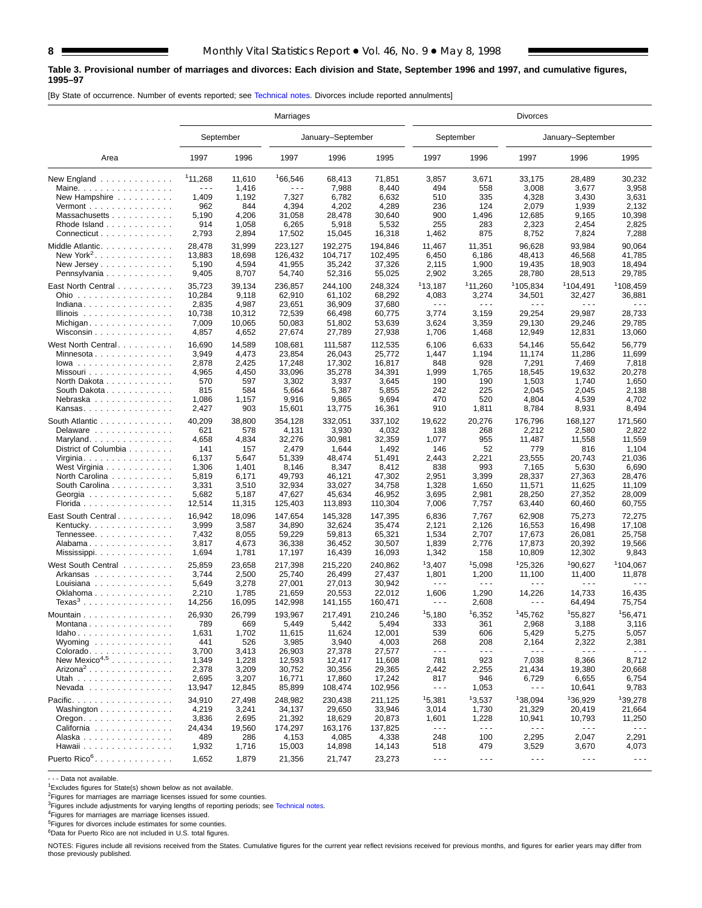**Table 3. Provisional number of marriages and divorces: Each division and State, September 1996 and 1997, and cumulative figures, 1995–97**

[By State of occurrence. Number of events reported; see Technical notes. Divorces include reported annulments]

| Area | Marriages | | | | | Divorces | | | | |
|---|---|---|---|---|---|---|---|---|---|---|
| | September | | January–September | | | September | | January–September | | |
| | 1997 | 1996 | 1997 | 1996 | 1995 | 1997 | 1996 | 1997 | 1996 | 1995 |
| New England | [1]11,268 | 11,610 | [1]66,546 | 68,413 | 71,851 | 3,857 | 3,671 | 33,175 | 28,489 | 30,232 |
| Maine | - - - | 1,416 | - - - | 7,988 | 8,440 | 494 | 558 | 3,008 | 3,677 | 3,958 |
| New Hampshire | 1,409 | 1,192 | 7,327 | 6,782 | 6,632 | 510 | 335 | 4,328 | 3,430 | 3,631 |
| Vermont | 962 | 844 | 4,394 | 4,202 | 4,289 | 236 | 124 | 2,079 | 1,939 | 2,132 |
| Massachusetts | 5,190 | 4,206 | 31,058 | 28,478 | 30,640 | 900 | 1,496 | 12,685 | 9,165 | 10,398 |
| Rhode Island | 914 | 1,058 | 6,265 | 5,918 | 5,532 | 255 | 283 | 2,323 | 2,454 | 2,825 |
| Connecticut | 2,793 | 2,894 | 17,502 | 15,045 | 16,318 | 1,462 | 875 | 8,752 | 7,824 | 7,288 |
| Middle Atlantic | 28,478 | 31,999 | 223,127 | 192,275 | 194,846 | 11,467 | 11,351 | 96,628 | 93,984 | 90,064 |
| New York[2] | 13,883 | 18,698 | 126,432 | 104,717 | 102,495 | 6,450 | 6,186 | 48,413 | 46,568 | 41,785 |
| New Jersey | 5,190 | 4,594 | 41,955 | 35,242 | 37,326 | 2,115 | 1,900 | 19,435 | 18,903 | 18,494 |
| Pennsylvania | 9,405 | 8,707 | 54,740 | 52,316 | 55,025 | 2,902 | 3,265 | 28,780 | 28,513 | 29,785 |
| East North Central | 35,723 | 39,134 | 236,857 | 244,100 | 248,324 | [1]13,187 | [1]11,260 | [1]105,834 | [1]104,491 | [1]108,459 |
| Ohio | 10,284 | 9,118 | 62,910 | 61,102 | 68,292 | 4,083 | 3,274 | 34,501 | 32,427 | 36,881 |
| Indiana | 2,835 | 4,987 | 23,651 | 36,909 | 37,680 | - - - | - - - | - - - | - - - | - - - |
| Illinois | 10,738 | 10,312 | 72,539 | 66,498 | 60,775 | 3,774 | 3,159 | 29,254 | 29,987 | 28,733 |
| Michigan | 7,009 | 10,065 | 50,083 | 51,802 | 53,639 | 3,624 | 3,359 | 29,130 | 29,246 | 29,785 |
| Wisconsin | 4,857 | 4,652 | 27,674 | 27,789 | 27,938 | 1,706 | 1,468 | 12,949 | 12,831 | 13,060 |
| West North Central | 16,690 | 14,589 | 108,681 | 111,587 | 112,535 | 6,106 | 6,633 | 54,146 | 55,642 | 56,779 |
| Minnesota | 3,949 | 4,473 | 23,854 | 26,043 | 25,772 | 1,447 | 1,194 | 11,174 | 11,286 | 11,699 |
| Iowa | 2,878 | 2,425 | 17,248 | 17,302 | 16,817 | 848 | 928 | 7,291 | 7,469 | 7,818 |
| Missouri | 4,965 | 4,450 | 33,096 | 35,278 | 34,391 | 1,999 | 1,765 | 18,545 | 19,632 | 20,278 |
| North Dakota | 570 | 597 | 3,302 | 3,937 | 3,645 | 190 | 190 | 1,503 | 1,740 | 1,650 |
| South Dakota | 815 | 584 | 5,664 | 5,387 | 5,855 | 242 | 225 | 2,045 | 2,045 | 2,138 |
| Nebraska | 1,086 | 1,157 | 9,916 | 9,865 | 9,694 | 470 | 520 | 4,804 | 4,539 | 4,702 |
| Kansas | 2,427 | 903 | 15,601 | 13,775 | 16,361 | 910 | 1,811 | 8,784 | 8,931 | 8,494 |
| South Atlantic | 40,209 | 38,800 | 354,128 | 332,051 | 337,102 | 19,622 | 20,276 | 176,796 | 168,127 | 171,560 |
| Delaware | 621 | 578 | 4,131 | 3,930 | 4,032 | 138 | 268 | 2,212 | 2,580 | 2,822 |
| Maryland | 4,658 | 4,834 | 32,276 | 30,981 | 32,359 | 1,077 | 955 | 11,487 | 11,558 | 11,559 |
| District of Columbia | 141 | 157 | 2,479 | 1,644 | 1,492 | 146 | 52 | 779 | 816 | 1,104 |
| Virginia | 6,137 | 5,647 | 51,339 | 48,474 | 51,491 | 2,443 | 2,221 | 23,555 | 20,743 | 21,036 |
| West Virginia | 1,306 | 1,401 | 8,146 | 8,347 | 8,412 | 838 | 993 | 7,165 | 5,630 | 6,690 |
| North Carolina | 5,819 | 6,171 | 49,793 | 46,121 | 47,302 | 2,951 | 3,399 | 28,337 | 27,363 | 28,476 |
| South Carolina | 3,331 | 3,510 | 32,934 | 33,027 | 34,758 | 1,328 | 1,650 | 11,571 | 11,625 | 11,109 |
| Georgia | 5,682 | 5,187 | 47,627 | 45,634 | 46,952 | 3,695 | 2,981 | 28,250 | 27,352 | 28,009 |
| Florida | 12,514 | 11,315 | 125,403 | 113,893 | 110,304 | 7,006 | 7,757 | 63,440 | 60,460 | 60,755 |
| East South Central | 16,942 | 18,096 | 147,654 | 145,328 | 147,395 | 6,836 | 7,767 | 62,908 | 75,273 | 72,275 |
| Kentucky | 3,999 | 3,587 | 34,890 | 32,624 | 35,474 | 2,121 | 2,126 | 16,553 | 16,498 | 17,108 |
| Tennessee | 7,432 | 8,055 | 59,229 | 59,813 | 65,321 | 1,534 | 2,707 | 17,673 | 26,081 | 25,758 |
| Alabama | 3,817 | 4,673 | 36,338 | 36,452 | 30,507 | 1,839 | 2,776 | 17,873 | 20,392 | 19,566 |
| Mississippi | 1,694 | 1,781 | 17,197 | 16,439 | 16,093 | 1,342 | 158 | 10,809 | 12,302 | 9,843 |
| West South Central | 25,859 | 23,658 | 217,398 | 215,220 | 240,862 | [1]3,407 | [1]5,098 | [1]25,326 | [1]90,627 | [1]104,067 |
| Arkansas | 3,744 | 2,500 | 25,740 | 26,499 | 27,437 | 1,801 | 1,200 | 11,100 | 11,400 | 11,878 |
| Louisiana | 5,649 | 3,278 | 27,001 | 27,013 | 30,942 | - - - | - - - | - - - | - - - | - - - |
| Oklahoma | 2,210 | 1,785 | 21,659 | 20,553 | 22,012 | 1,606 | 1,290 | 14,226 | 14,733 | 16,435 |
| Texas[3] | 14,256 | 16,095 | 142,998 | 141,155 | 160,471 | - - - | 2,608 | - - - | 64,494 | 75,754 |
| Mountain | 26,930 | 26,799 | 193,967 | 217,491 | 210,246 | [1]5,180 | [1]6,352 | [1]45,762 | [1]55,827 | [1]56,471 |
| Montana | 789 | 669 | 5,449 | 5,442 | 5,494 | 333 | 361 | 2,968 | 3,188 | 3,116 |
| Idaho | 1,631 | 1,702 | 11,615 | 11,624 | 12,001 | 539 | 606 | 5,429 | 5,275 | 5,057 |
| Wyoming | 441 | 526 | 3,985 | 3,940 | 4,003 | 268 | 208 | 2,164 | 2,322 | 2,381 |
| Colorado | 3,700 | 3,413 | 26,903 | 27,378 | 27,577 | - - - | - - - | - - - | - - - | - - - |
| New Mexico[4,5] | 1,349 | 1,228 | 12,593 | 12,417 | 11,608 | 781 | 923 | 7,038 | 8,366 | 8,712 |
| Arizona[2] | 2,378 | 3,209 | 30,752 | 30,356 | 29,365 | 2,442 | 2,255 | 21,434 | 19,380 | 20,668 |
| Utah | 2,695 | 3,207 | 16,771 | 17,860 | 17,242 | 817 | 946 | 6,729 | 6,655 | 6,754 |
| Nevada | 13,947 | 12,845 | 85,899 | 108,474 | 102,956 | - - - | 1,053 | - - - | 10,641 | 9,783 |
| Pacific | 34,910 | 27,498 | 248,982 | 230,438 | 211,125 | [1]5,381 | [1]3,537 | [1]38,094 | [1]36,929 | [1]39,278 |
| Washington | 4,219 | 3,241 | 34,137 | 29,650 | 33,946 | 3,014 | 1,730 | 21,329 | 20,419 | 21,664 |
| Oregon | 3,836 | 2,695 | 21,392 | 18,629 | 20,873 | 1,601 | 1,228 | 10,941 | 10,793 | 11,250 |
| California | 24,434 | 19,560 | 174,297 | 163,176 | 137,825 | - - - | - - - | - - - | - - - | - - - |
| Alaska | 489 | 286 | 4,153 | 4,085 | 4,338 | 248 | 100 | 2,295 | 2,047 | 2,291 |
| Hawaii | 1,932 | 1,716 | 15,003 | 14,898 | 14,143 | 518 | 479 | 3,529 | 3,670 | 4,073 |
| Puerto Rico[6] | 1,652 | 1,879 | 21,356 | 21,747 | 23,273 | - - - | - - - | - - - | - - - | - - - |

- - - Data not available.

[1]Excludes figures for State(s) shown below as not available.

[2]Figures for marriages are marriage licenses issued for some counties.

[3]Figures include adjustments for varying lengths of reporting periods; see Technical notes.

[4]Figures for marriages are marriage licenses issued.

[5]Figures for divorces include estimates for some counties.

[6]Data for Puerto Rico are not included in U.S. total figures.

NOTES: Figures include all revisions received from the States. Cumulative figures for the current year reflect revisions received for previous months, and figures for earlier years may differ from those previously published.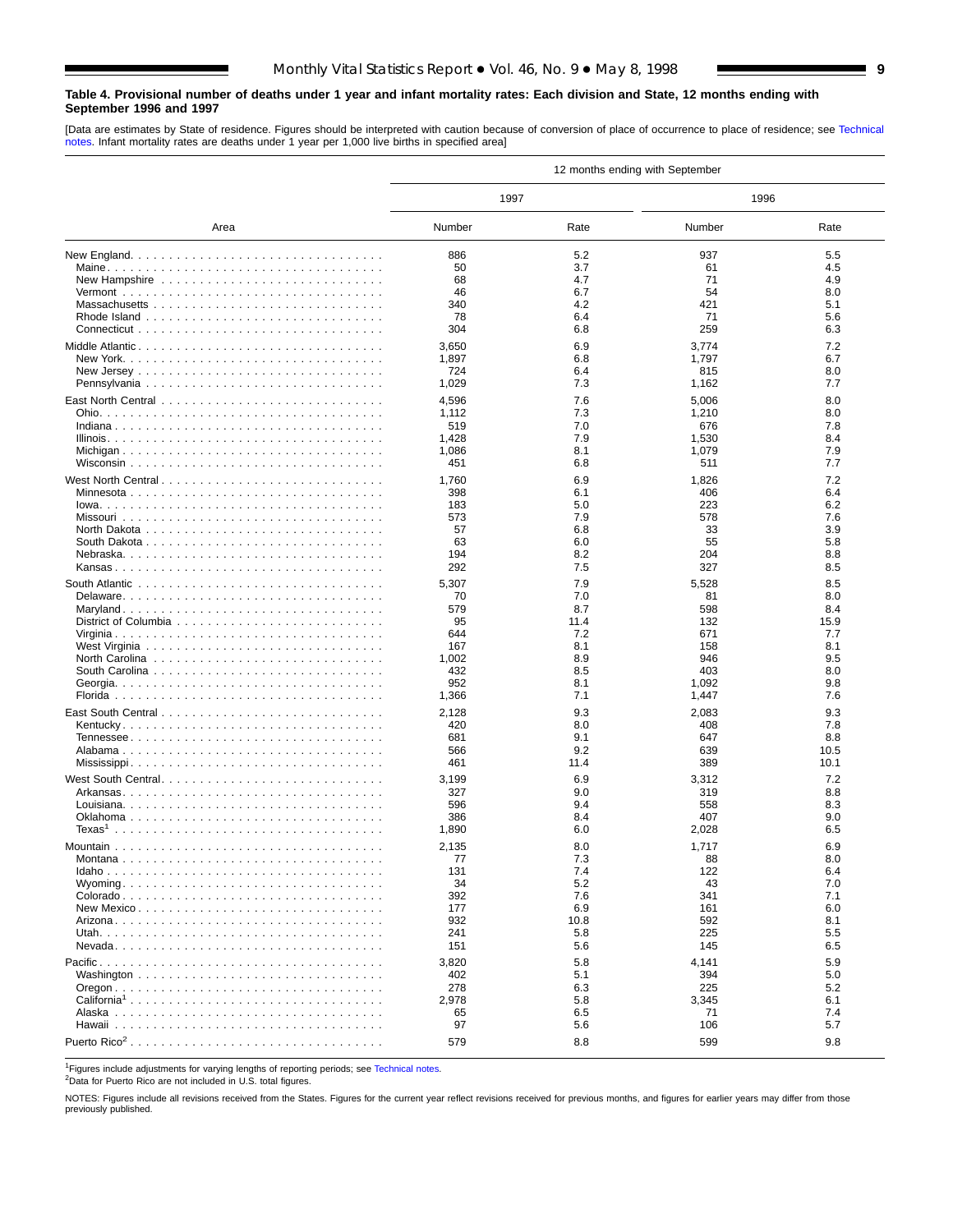**Table 4. Provisional number of deaths under 1 year and infant mortality rates: Each division and State, 12 months ending with September 1996 and 1997**

[Data are estimates by State of residence. Figures should be interpreted with caution because of conversion of place of occurrence to place of residence; see Technical notes. Infant mortality rates are deaths under 1 year per 1,000 live births in specified area]

| Area | 12 months ending with September | | | |
|---|---|---|---|---|
| | 1997 | | 1996 | |
| | Number | Rate | Number | Rate |
| New England | 886 | 5.2 | 937 | 5.5 |
| Maine | 50 | 3.7 | 61 | 4.5 |
| New Hampshire | 68 | 4.7 | 71 | 4.9 |
| Vermont | 46 | 6.7 | 54 | 8.0 |
| Massachusetts | 340 | 4.2 | 421 | 5.1 |
| Rhode Island | 78 | 6.4 | 71 | 5.6 |
| Connecticut | 304 | 6.8 | 259 | 6.3 |
| Middle Atlantic | 3,650 | 6.9 | 3,774 | 7.2 |
| New York | 1,897 | 6.8 | 1,797 | 6.7 |
| New Jersey | 724 | 6.4 | 815 | 8.0 |
| Pennsylvania | 1,029 | 7.3 | 1,162 | 7.7 |
| East North Central | 4,596 | 7.6 | 5,006 | 8.0 |
| Ohio | 1,112 | 7.3 | 1,210 | 8.0 |
| Indiana | 519 | 7.0 | 676 | 7.8 |
| Illinois | 1,428 | 7.9 | 1,530 | 8.4 |
| Michigan | 1,086 | 8.1 | 1,079 | 7.9 |
| Wisconsin | 451 | 6.8 | 511 | 7.7 |
| West North Central | 1,760 | 6.9 | 1,826 | 7.2 |
| Minnesota | 398 | 6.1 | 406 | 6.4 |
| Iowa | 183 | 5.0 | 223 | 6.2 |
| Missouri | 573 | 7.9 | 578 | 7.6 |
| North Dakota | 57 | 6.8 | 33 | 3.9 |
| South Dakota | 63 | 6.0 | 55 | 5.8 |
| Nebraska | 194 | 8.2 | 204 | 8.8 |
| Kansas | 292 | 7.5 | 327 | 8.5 |
| South Atlantic | 5,307 | 7.9 | 5,528 | 8.5 |
| Delaware | 70 | 7.0 | 81 | 8.0 |
| Maryland | 579 | 8.7 | 598 | 8.4 |
| District of Columbia | 95 | 11.4 | 132 | 15.9 |
| Virginia | 644 | 7.2 | 671 | 7.7 |
| West Virginia | 167 | 8.1 | 158 | 8.1 |
| North Carolina | 1,002 | 8.9 | 946 | 9.5 |
| South Carolina | 432 | 8.5 | 403 | 8.0 |
| Georgia | 952 | 8.1 | 1,092 | 9.8 |
| Florida | 1,366 | 7.1 | 1,447 | 7.6 |
| East South Central | 2,128 | 9.3 | 2,083 | 9.3 |
| Kentucky | 420 | 8.0 | 408 | 7.8 |
| Tennessee | 681 | 9.1 | 647 | 8.8 |
| Alabama | 566 | 9.2 | 639 | 10.5 |
| Mississippi | 461 | 11.4 | 389 | 10.1 |
| West South Central | 3,199 | 6.9 | 3,312 | 7.2 |
| Arkansas | 327 | 9.0 | 319 | 8.8 |
| Louisiana | 596 | 9.4 | 558 | 8.3 |
| Oklahoma | 386 | 8.4 | 407 | 9.0 |
| Texas[1] | 1,890 | 6.0 | 2,028 | 6.5 |
| Mountain | 2,135 | 8.0 | 1,717 | 6.9 |
| Montana | 77 | 7.3 | 88 | 8.0 |
| Idaho | 131 | 7.4 | 122 | 6.4 |
| Wyoming | 34 | 5.2 | 43 | 7.0 |
| Colorado | 392 | 7.6 | 341 | 7.1 |
| New Mexico | 177 | 6.9 | 161 | 6.0 |
| Arizona | 932 | 10.8 | 592 | 8.1 |
| Utah | 241 | 5.8 | 225 | 5.5 |
| Nevada | 151 | 5.6 | 145 | 6.5 |
| Pacific | 3,820 | 5.8 | 4,141 | 5.9 |
| Washington | 402 | 5.1 | 394 | 5.0 |
| Oregon | 278 | 6.3 | 225 | 5.2 |
| California[1] | 2,978 | 5.8 | 3,345 | 6.1 |
| Alaska | 65 | 6.5 | 71 | 7.4 |
| Hawaii | 97 | 5.6 | 106 | 5.7 |
| Puerto Rico[2] | 579 | 8.8 | 599 | 9.8 |

[1]Figures include adjustments for varying lengths of reporting periods; see Technical notes.
[2]Data for Puerto Rico are not included in U.S. total figures.

NOTES: Figures include all revisions received from the States. Figures for the current year reflect revisions received for previous months, and figures for earlier years may differ from those previously published.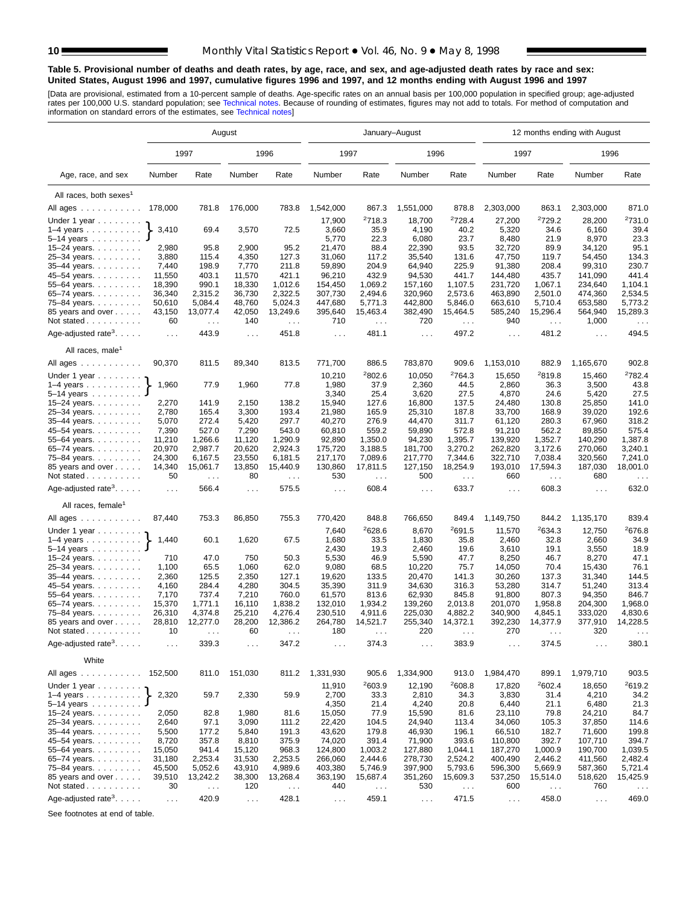**Table 5. Provisional number of deaths and death rates, by age, race, and sex, and age-adjusted death rates by race and sex: United States, August 1996 and 1997, cumulative figures 1996 and 1997, and 12 months ending with August 1996 and 1997**

[Data are provisional, estimated from a 10-percent sample of deaths. Age-specific rates on an annual basis per 100,000 population in specified group; age-adjusted rates per 100,000 U.S. standard population; see Technical notes. Because of rounding of estimates, figures may not add to totals. For method of computation and information on standard errors of the estimates, see Technical notes]

| Age, race, and sex | August | | | | January–August | | | | 12 months ending with August | | | |
|---|---|---|---|---|---|---|---|---|---|---|---|---|
| | 1997 | | 1996 | | 1997 | | 1996 | | 1997 | | 1996 | |
| | Number | Rate | Number | Rate | Number | Rate | Number | Rate | Number | Rate | Number | Rate |
| **All races, both sexes[1]** | | | | | | | | | | | | |
| All ages | 178,000 | 781.8 | 176,000 | 783.8 | 1,542,000 | 867.3 | 1,551,000 | 878.8 | 2,303,000 | 863.1 | 2,303,000 | 871.0 |
| Under 1 year | 3,410 | 69.4 | 3,570 | 72.5 | 17,900 | [2]718.3 | 18,700 | [2]728.4 | 27,200 | [2]729.2 | 28,200 | [2]731.0 |
| 1–4 years | | | | | 3,660 | 35.9 | 4,190 | 40.2 | 5,320 | 34.6 | 6,160 | 39.4 |
| 5–14 years | | | | | 5,770 | 22.3 | 6,080 | 23.7 | 8,480 | 21.9 | 8,970 | 23.3 |
| 15–24 years | 2,980 | 95.8 | 2,900 | 95.2 | 21,470 | 88.4 | 22,390 | 93.5 | 32,720 | 89.9 | 34,120 | 95.1 |
| 25–34 years | 3,880 | 115.4 | 4,350 | 127.3 | 31,060 | 117.2 | 35,540 | 131.6 | 47,750 | 119.7 | 54,450 | 134.3 |
| 35–44 years | 7,440 | 198.9 | 7,770 | 211.8 | 59,890 | 204.9 | 64,940 | 225.9 | 91,380 | 208.4 | 99,310 | 230.7 |
| 45–54 years | 11,550 | 403.1 | 11,570 | 421.1 | 96,210 | 432.9 | 94,530 | 441.7 | 144,480 | 435.7 | 141,090 | 441.4 |
| 55–64 years | 18,390 | 990.1 | 18,330 | 1,012.6 | 154,450 | 1,069.2 | 157,160 | 1,107.5 | 231,720 | 1,067.1 | 234,640 | 1,104.1 |
| 65–74 years | 36,340 | 2,315.2 | 36,730 | 2,322.5 | 307,730 | 2,494.6 | 320,960 | 2,573.6 | 463,890 | 2,501.0 | 474,360 | 2,534.5 |
| 75–84 years | 50,610 | 5,084.4 | 48,760 | 5,024.3 | 447,680 | 5,771.3 | 442,800 | 5,846.0 | 663,610 | 5,710.4 | 653,580 | 5,773.2 |
| 85 years and over | 43,150 | 13,077.4 | 42,050 | 13,249.6 | 395,640 | 15,463.4 | 382,490 | 15,464.5 | 585,240 | 15,296.4 | 564,940 | 15,289.3 |
| Not stated | 60 | . . . | 140 | . . . | 710 | . . . | 720 | . . . | 940 | . . . | 1,000 | . . . |
| Age-adjusted rate[3] | . . . | 443.9 | . . . | 451.8 | . . . | 481.1 | . . . | 497.2 | . . . | 481.2 | . . . | 494.5 |
| **All races, male[1]** | | | | | | | | | | | | |
| All ages | 90,370 | 811.5 | 89,340 | 813.5 | 771,700 | 886.5 | 783,870 | 909.6 | 1,153,010 | 882.9 | 1,165,670 | 902.8 |
| Under 1 year | 1,960 | 77.9 | 1,960 | 77.8 | 10,210 | [2]802.6 | 10,050 | [2]764.3 | 15,650 | [2]819.8 | 15,460 | [2]782.4 |
| 1–4 years | | | | | 1,980 | 37.9 | 2,360 | 44.5 | 2,860 | 36.3 | 3,500 | 43.8 |
| 5–14 years | | | | | 3,340 | 25.4 | 3,620 | 27.5 | 4,870 | 24.6 | 5,420 | 27.5 |
| 15–24 years | 2,270 | 141.9 | 2,150 | 138.2 | 15,940 | 127.6 | 16,800 | 137.5 | 24,480 | 130.8 | 25,850 | 141.0 |
| 25–34 years | 2,780 | 165.4 | 3,300 | 193.4 | 21,980 | 165.9 | 25,310 | 187.8 | 33,700 | 168.9 | 39,020 | 192.6 |
| 35–44 years | 5,070 | 272.4 | 5,420 | 297.7 | 40,270 | 276.9 | 44,470 | 311.7 | 61,120 | 280.3 | 67,960 | 318.2 |
| 45–54 years | 7,390 | 527.0 | 7,290 | 543.0 | 60,810 | 559.2 | 59,890 | 572.8 | 91,210 | 562.2 | 89,850 | 575.4 |
| 55–64 years | 11,210 | 1,266.6 | 11,120 | 1,290.9 | 92,890 | 1,350.0 | 94,230 | 1,395.7 | 139,920 | 1,352.7 | 140,290 | 1,387.8 |
| 65–74 years | 20,970 | 2,987.7 | 20,620 | 2,924.3 | 175,720 | 3,188.5 | 181,700 | 3,270.2 | 262,820 | 3,172.6 | 270,060 | 3,240.1 |
| 75–84 years | 24,300 | 6,167.5 | 23,550 | 6,181.5 | 217,170 | 7,089.6 | 217,770 | 7,344.6 | 322,710 | 7,038.4 | 320,560 | 7,241.0 |
| 85 years and over | 14,340 | 15,061.7 | 13,850 | 15,440.9 | 130,860 | 17,811.5 | 127,150 | 18,254.9 | 193,010 | 17,594.3 | 187,030 | 18,001.0 |
| Not stated | 50 | . . . | 80 | . . . | 530 | . . . | 500 | . . . | 660 | . . . | 680 | . . . |
| Age-adjusted rate[3] | . . . | 566.4 | . . . | 575.5 | . . . | 608.4 | . . . | 633.7 | . . . | 608.3 | . . . | 632.0 |
| **All races, female[1]** | | | | | | | | | | | | |
| All ages | 87,440 | 753.3 | 86,850 | 755.3 | 770,420 | 848.8 | 766,650 | 849.4 | 1,149,750 | 844.2 | 1,135,170 | 839.4 |
| Under 1 year | 1,440 | 60.1 | 1,620 | 67.5 | 7,640 | [2]628.6 | 8,670 | [2]691.5 | 11,570 | [2]634.3 | 12,750 | [2]676.8 |
| 1–4 years | | | | | 1,680 | 33.5 | 1,830 | 35.8 | 2,460 | 32.8 | 2,660 | 34.9 |
| 5–14 years | | | | | 2,430 | 19.3 | 2,460 | 19.6 | 3,610 | 19.1 | 3,550 | 18.9 |
| 15–24 years | 710 | 47.0 | 750 | 50.3 | 5,530 | 46.9 | 5,590 | 47.7 | 8,250 | 46.7 | 8,270 | 47.1 |
| 25–34 years | 1,100 | 65.5 | 1,060 | 62.0 | 9,080 | 68.5 | 10,220 | 75.7 | 14,050 | 70.4 | 15,430 | 76.1 |
| 35–44 years | 2,360 | 125.5 | 2,350 | 127.1 | 19,620 | 133.5 | 20,470 | 141.3 | 30,260 | 137.3 | 31,340 | 144.5 |
| 45–54 years | 4,160 | 284.4 | 4,280 | 304.5 | 35,390 | 311.9 | 34,630 | 316.3 | 53,280 | 314.7 | 51,240 | 313.4 |
| 55–64 years | 7,170 | 737.4 | 7,210 | 760.0 | 61,570 | 813.6 | 62,930 | 845.8 | 91,800 | 807.3 | 94,350 | 846.7 |
| 65–74 years | 15,370 | 1,771.1 | 16,110 | 1,838.2 | 132,010 | 1,934.2 | 139,260 | 2,013.8 | 201,070 | 1,958.8 | 204,300 | 1,968.0 |
| 75–84 years | 26,310 | 4,374.8 | 25,210 | 4,276.4 | 230,510 | 4,911.6 | 225,030 | 4,882.2 | 340,900 | 4,845.1 | 333,020 | 4,830.6 |
| 85 years and over | 28,810 | 12,277.0 | 28,200 | 12,386.2 | 264,780 | 14,521.7 | 255,340 | 14,372.1 | 392,230 | 14,377.9 | 377,910 | 14,228.5 |
| Not stated | 10 | . . . | 60 | . . . | 180 | . . . | 220 | . . . | 270 | . . . | 320 | . . . |
| Age-adjusted rate[3] | . . . | 339.3 | . . . | 347.2 | . . . | 374.3 | . . . | 383.9 | . . . | 374.5 | . . . | 380.1 |
| **White** | | | | | | | | | | | | |
| All ages | 152,500 | 811.0 | 151,030 | 811.2 | 1,331,930 | 905.6 | 1,334,900 | 913.0 | 1,984,470 | 899.1 | 1,979,710 | 903.5 |
| Under 1 year | 2,320 | 59.7 | 2,330 | 59.9 | 11,910 | [2]603.9 | 12,190 | [2]608.8 | 17,820 | [2]602.4 | 18,650 | [2]619.2 |
| 1–4 years | | | | | 2,700 | 33.3 | 2,810 | 34.3 | 3,830 | 31.4 | 4,210 | 34.2 |
| 5–14 years | | | | | 4,350 | 21.4 | 4,240 | 20.8 | 6,440 | 21.1 | 6,480 | 21.3 |
| 15–24 years | 2,050 | 82.8 | 1,980 | 81.6 | 15,050 | 77.9 | 15,590 | 81.6 | 23,110 | 79.8 | 24,210 | 84.7 |
| 25–34 years | 2,640 | 97.1 | 3,090 | 111.2 | 22,420 | 104.5 | 24,940 | 113.4 | 34,060 | 105.3 | 37,850 | 114.6 |
| 35–44 years | 5,500 | 177.2 | 5,840 | 191.3 | 43,620 | 179.8 | 46,930 | 196.1 | 66,510 | 182.7 | 71,600 | 199.8 |
| 45–54 years | 8,720 | 357.8 | 8,810 | 375.9 | 74,020 | 391.4 | 71,900 | 393.6 | 110,800 | 392.7 | 107,710 | 394.7 |
| 55–64 years | 15,050 | 941.4 | 15,120 | 968.3 | 124,800 | 1,003.2 | 127,880 | 1,044.1 | 187,270 | 1,000.9 | 190,700 | 1,039.5 |
| 65–74 years | 31,180 | 2,253.4 | 31,530 | 2,253.5 | 266,060 | 2,444.6 | 278,730 | 2,524.2 | 400,490 | 2,446.2 | 411,560 | 2,482.4 |
| 75–84 years | 45,500 | 5,052.6 | 43,910 | 4,989.6 | 403,380 | 5,746.9 | 397,900 | 5,793.6 | 596,300 | 5,669.9 | 587,360 | 5,721.4 |
| 85 years and over | 39,510 | 13,242.2 | 38,300 | 13,268.4 | 363,190 | 15,687.4 | 351,260 | 15,609.3 | 537,250 | 15,514.0 | 518,620 | 15,425.9 |
| Not stated | 30 | . . . | 120 | . . . | 440 | . . . | 530 | . . . | 600 | . . . | 760 | . . . |
| Age-adjusted rate[3] | . . . | 420.9 | . . . | 428.1 | . . . | 459.1 | . . . | 471.5 | . . . | 458.0 | . . . | 469.0 |

Note: For August, the figures shown on the "Under 1 year" rows are a single combined value for ages under 1 year, 1–4 years, and 5–14 years (bracketed in the original).

See footnotes at end of table.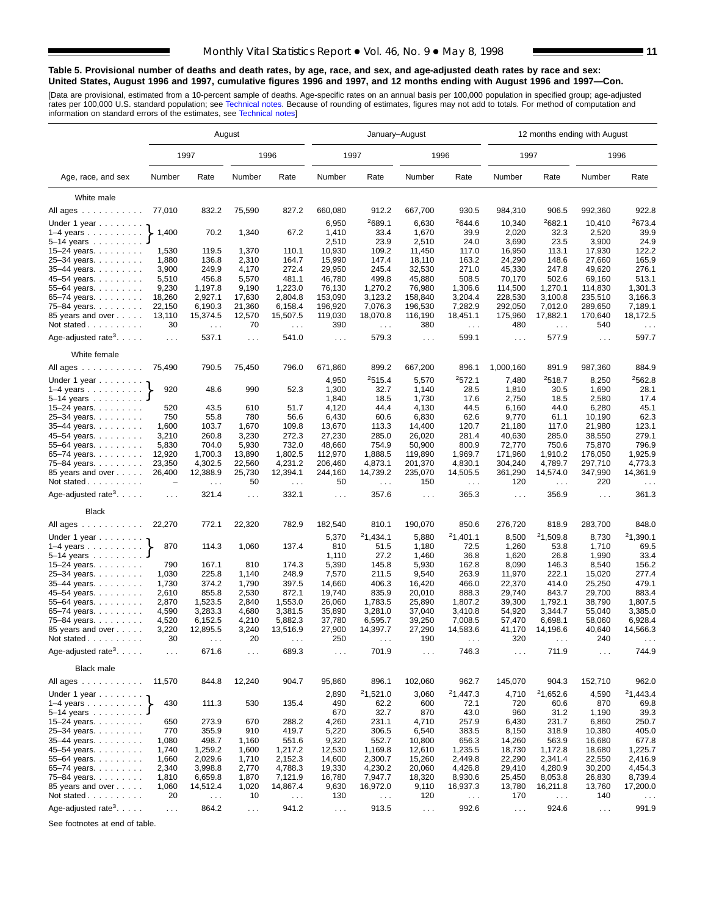**Table 5. Provisional number of deaths and death rates, by age, race, and sex, and age-adjusted death rates by race and sex: United States, August 1996 and 1997, cumulative figures 1996 and 1997, and 12 months ending with August 1996 and 1997—Con.**

[Data are provisional, estimated from a 10-percent sample of deaths. Age-specific rates on an annual basis per 100,000 population in specified group; age-adjusted rates per 100,000 U.S. standard population; see Technical notes. Because of rounding of estimates, figures may not add to totals. For method of computation and information on standard errors of the estimates, see Technical notes]

| Age, race, and sex | August | | | | January–August | | | | 12 months ending with August | | | |
|---|---|---|---|---|---|---|---|---|---|---|---|---|
| | 1997 | | 1996 | | 1997 | | 1996 | | 1997 | | 1996 | |
| | Number | Rate | Number | Rate | Number | Rate | Number | Rate | Number | Rate | Number | Rate |
| **White male** | | | | | | | | | | | | |
| All ages | 77,010 | 832.2 | 75,590 | 827.2 | 660,080 | 912.2 | 667,700 | 930.5 | 984,310 | 906.5 | 992,360 | 922.8 |
| Under 1 year | | | | | 6,950 | [2]689.1 | 6,630 | [2]644.6 | 10,340 | [2]682.1 | 10,410 | [2]673.4 |
| 1–4 years | 1,400 | 70.2 | 1,340 | 67.2 | 1,410 | 33.4 | 1,670 | 39.9 | 2,020 | 32.3 | 2,520 | 39.9 |
| 5–14 years | | | | | 2,510 | 23.9 | 2,510 | 24.0 | 3,690 | 23.5 | 3,900 | 24.9 |
| 15–24 years | 1,530 | 119.5 | 1,370 | 110.1 | 10,930 | 109.2 | 11,450 | 117.0 | 16,950 | 113.1 | 17,930 | 122.2 |
| 25–34 years | 1,880 | 136.8 | 2,310 | 164.7 | 15,990 | 147.4 | 18,110 | 163.2 | 24,290 | 148.6 | 27,660 | 165.9 |
| 35–44 years | 3,900 | 249.9 | 4,170 | 272.4 | 29,950 | 245.4 | 32,530 | 271.0 | 45,330 | 247.8 | 49,620 | 276.1 |
| 45–54 years | 5,510 | 456.8 | 5,570 | 481.1 | 46,780 | 499.8 | 45,880 | 508.5 | 70,170 | 502.6 | 69,160 | 513.1 |
| 55–64 years | 9,230 | 1,197.8 | 9,190 | 1,223.0 | 76,130 | 1,270.2 | 76,980 | 1,306.6 | 114,500 | 1,270.1 | 114,830 | 1,301.3 |
| 65–74 years | 18,260 | 2,927.1 | 17,630 | 2,804.8 | 153,090 | 3,123.2 | 158,840 | 3,204.4 | 228,530 | 3,100.8 | 235,510 | 3,166.3 |
| 75–84 years | 22,150 | 6,190.3 | 21,360 | 6,158.4 | 196,920 | 7,076.3 | 196,530 | 7,282.9 | 292,050 | 7,012.0 | 289,650 | 7,189.1 |
| 85 years and over | 13,110 | 15,374.5 | 12,570 | 15,507.5 | 119,030 | 18,070.8 | 116,190 | 18,451.1 | 175,960 | 17,882.1 | 170,640 | 18,172.5 |
| Not stated | 30 | . . . | 70 | . . . | 390 | . . . | 380 | . . . | 480 | . . . | 540 | . . . |
| Age-adjusted rate[3] | . . . | 537.1 | . . . | 541.0 | . . . | 579.3 | . . . | 599.1 | . . . | 577.9 | . . . | 597.7 |
| **White female** | | | | | | | | | | | | |
| All ages | 75,490 | 790.5 | 75,450 | 796.0 | 671,860 | 899.2 | 667,200 | 896.1 | 1,000,160 | 891.9 | 987,360 | 884.9 |
| Under 1 year | | | | | 4,950 | [2]515.4 | 5,570 | [2]572.1 | 7,480 | [2]518.7 | 8,250 | [2]562.8 |
| 1–4 years | 920 | 48.6 | 990 | 52.3 | 1,300 | 32.7 | 1,140 | 28.5 | 1,810 | 30.5 | 1,690 | 28.1 |
| 5–14 years | | | | | 1,840 | 18.5 | 1,730 | 17.6 | 2,750 | 18.5 | 2,580 | 17.4 |
| 15–24 years | 520 | 43.5 | 610 | 51.7 | 4,120 | 44.4 | 4,130 | 44.5 | 6,160 | 44.0 | 6,280 | 45.1 |
| 25–34 years | 750 | 55.8 | 780 | 56.6 | 6,430 | 60.6 | 6,830 | 62.6 | 9,770 | 61.1 | 10,190 | 62.3 |
| 35–44 years | 1,600 | 103.7 | 1,670 | 109.8 | 13,670 | 113.3 | 14,400 | 120.7 | 21,180 | 117.0 | 21,980 | 123.1 |
| 45–54 years | 3,210 | 260.8 | 3,230 | 272.3 | 27,230 | 285.0 | 26,020 | 281.4 | 40,630 | 285.0 | 38,550 | 279.1 |
| 55–64 years | 5,830 | 704.0 | 5,930 | 732.0 | 48,660 | 754.9 | 50,900 | 800.9 | 72,770 | 750.6 | 75,870 | 796.9 |
| 65–74 years | 12,920 | 1,700.3 | 13,890 | 1,802.5 | 112,970 | 1,888.5 | 119,890 | 1,969.7 | 171,960 | 1,910.2 | 176,050 | 1,925.9 |
| 75–84 years | 23,350 | 4,302.5 | 22,560 | 4,231.2 | 206,460 | 4,873.1 | 201,370 | 4,830.1 | 304,240 | 4,789.7 | 297,710 | 4,773.3 |
| 85 years and over | 26,400 | 12,388.9 | 25,730 | 12,394.1 | 244,160 | 14,739.2 | 235,070 | 14,505.5 | 361,290 | 14,574.0 | 347,990 | 14,361.9 |
| Not stated | – | . . . | 50 | . . . | 50 | . . . | 150 | . . . | 120 | . . . | 220 | . . . |
| Age-adjusted rate[3] | . . . | 321.4 | . . . | 332.1 | . . . | 357.6 | . . . | 365.3 | . . . | 356.9 | . . . | 361.3 |
| **Black** | | | | | | | | | | | | |
| All ages | 22,270 | 772.1 | 22,320 | 782.9 | 182,540 | 810.1 | 190,070 | 850.6 | 276,720 | 818.9 | 283,700 | 848.0 |
| Under 1 year | | | | | 5,370 | [2]1,434.1 | 5,880 | [2]1,401.1 | 8,500 | [2]1,509.8 | 8,730 | [2]1,390.1 |
| 1–4 years | 870 | 114.3 | 1,060 | 137.4 | 810 | 51.5 | 1,180 | 72.5 | 1,260 | 53.8 | 1,710 | 69.5 |
| 5–14 years | | | | | 1,110 | 27.2 | 1,460 | 36.8 | 1,620 | 26.8 | 1,990 | 33.4 |
| 15–24 years | 790 | 167.1 | 810 | 174.3 | 5,390 | 145.8 | 5,930 | 162.8 | 8,090 | 146.3 | 8,540 | 156.2 |
| 25–34 years | 1,030 | 225.8 | 1,140 | 248.9 | 7,570 | 211.5 | 9,540 | 263.9 | 11,970 | 222.1 | 15,020 | 277.4 |
| 35–44 years | 1,730 | 374.2 | 1,790 | 397.5 | 14,660 | 406.3 | 16,420 | 466.0 | 22,370 | 414.0 | 25,250 | 479.1 |
| 45–54 years | 2,610 | 855.8 | 2,530 | 872.1 | 19,740 | 835.9 | 20,010 | 888.3 | 29,740 | 843.7 | 29,700 | 883.4 |
| 55–64 years | 2,870 | 1,523.5 | 2,840 | 1,553.0 | 26,060 | 1,783.5 | 25,890 | 1,807.2 | 39,300 | 1,792.1 | 38,790 | 1,807.5 |
| 65–74 years | 4,590 | 3,283.3 | 4,680 | 3,381.5 | 35,890 | 3,281.0 | 37,040 | 3,410.8 | 54,920 | 3,344.7 | 55,040 | 3,385.0 |
| 75–84 years | 4,520 | 6,152.5 | 4,210 | 5,882.3 | 37,780 | 6,595.7 | 39,250 | 7,008.5 | 57,470 | 6,698.1 | 58,060 | 6,928.4 |
| 85 years and over | 3,220 | 12,895.5 | 3,240 | 13,516.9 | 27,900 | 14,397.7 | 27,290 | 14,583.6 | 41,170 | 14,196.6 | 40,640 | 14,566.3 |
| Not stated | 30 | . . . | 20 | . . . | 250 | . . . | 190 | . . . | 320 | . . . | 240 | . . . |
| Age-adjusted rate[3] | . . . | 671.6 | . . . | 689.3 | . . . | 701.9 | . . . | 746.3 | . . . | 711.9 | . . . | 744.9 |
| **Black male** | | | | | | | | | | | | |
| All ages | 11,570 | 844.8 | 12,240 | 904.7 | 95,860 | 896.1 | 102,060 | 962.7 | 145,070 | 904.3 | 152,710 | 962.0 |
| Under 1 year | | | | | 2,890 | [2]1,521.0 | 3,060 | [2]1,447.3 | 4,710 | [2]1,652.6 | 4,590 | [2]1,443.4 |
| 1–4 years | 430 | 111.3 | 530 | 135.4 | 490 | 62.2 | 600 | 72.1 | 720 | 60.6 | 870 | 69.8 |
| 5–14 years | | | | | 670 | 32.7 | 870 | 43.0 | 960 | 31.2 | 1,190 | 39.3 |
| 15–24 years | 650 | 273.9 | 670 | 288.2 | 4,260 | 231.1 | 4,710 | 257.9 | 6,430 | 231.7 | 6,860 | 250.7 |
| 25–34 years | 770 | 355.9 | 910 | 419.7 | 5,220 | 306.5 | 6,540 | 383.5 | 8,150 | 318.9 | 10,380 | 405.0 |
| 35–44 years | 1,080 | 498.7 | 1,160 | 551.6 | 9,320 | 552.7 | 10,800 | 656.3 | 14,260 | 563.9 | 16,680 | 677.8 |
| 45–54 years | 1,740 | 1,259.2 | 1,600 | 1,217.2 | 12,530 | 1,169.8 | 12,610 | 1,235.5 | 18,730 | 1,172.8 | 18,680 | 1,225.7 |
| 55–64 years | 1,660 | 2,029.6 | 1,710 | 2,152.3 | 14,600 | 2,300.7 | 15,260 | 2,449.8 | 22,290 | 2,341.4 | 22,550 | 2,416.9 |
| 65–74 years | 2,340 | 3,998.8 | 2,770 | 4,788.3 | 19,330 | 4,230.2 | 20,060 | 4,426.8 | 29,410 | 4,280.9 | 30,200 | 4,454.3 |
| 75–84 years | 1,810 | 6,659.8 | 1,870 | 7,121.9 | 16,780 | 7,947.7 | 18,320 | 8,930.6 | 25,450 | 8,053.8 | 26,830 | 8,739.4 |
| 85 years and over | 1,060 | 14,512.4 | 1,020 | 14,867.4 | 9,630 | 16,972.0 | 9,110 | 16,937.3 | 13,780 | 16,211.8 | 13,760 | 17,200.0 |
| Not stated | 20 | . . . | 10 | . . . | 130 | . . . | 120 | . . . | 170 | . . . | 140 | . . . |
| Age-adjusted rate[3] | . . . | 864.2 | . . . | 941.2 | . . . | 913.5 | . . . | 992.6 | . . . | 924.6 | . . . | 991.9 |

See footnotes at end of table.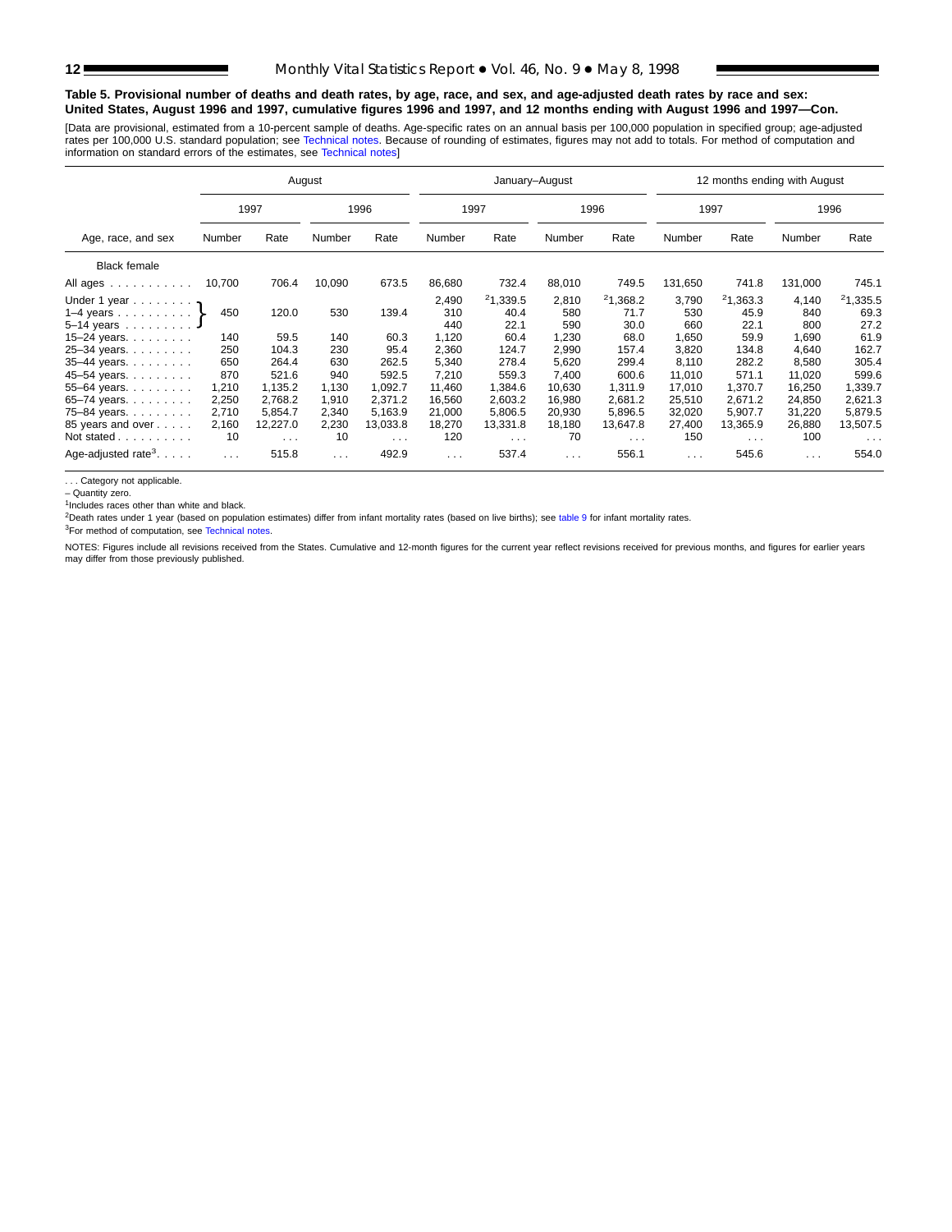**Table 5. Provisional number of deaths and death rates, by age, race, and sex, and age-adjusted death rates by race and sex: United States, August 1996 and 1997, cumulative figures 1996 and 1997, and 12 months ending with August 1996 and 1997—Con.**

[Data are provisional, estimated from a 10-percent sample of deaths. Age-specific rates on an annual basis per 100,000 population in specified group; age-adjusted rates per 100,000 U.S. standard population; see Technical notes. Because of rounding of estimates, figures may not add to totals. For method of computation and information on standard errors of the estimates, see Technical notes]

| Age, race, and sex | August | | | | January–August | | | | 12 months ending with August | | | |
|---|---|---|---|---|---|---|---|---|---|---|---|---|
| | 1997 | | 1996 | | 1997 | | 1996 | | 1997 | | 1996 | |
| | Number | Rate | Number | Rate | Number | Rate | Number | Rate | Number | Rate | Number | Rate |
| **Black female** | | | | | | | | | | | | |
| All ages | 10,700 | 706.4 | 10,090 | 673.5 | 86,680 | 732.4 | 88,010 | 749.5 | 131,650 | 741.8 | 131,000 | 745.1 |
| Under 1 year | 450 | 120.0 | 530 | 139.4 | 2,490 | [2]1,339.5 | 2,810 | [2]1,368.2 | 3,790 | [2]1,363.3 | 4,140 | [2]1,335.5 |
| 1–4 years | | | | | 310 | 40.4 | 580 | 71.7 | 530 | 45.9 | 840 | 69.3 |
| 5–14 years | | | | | 440 | 22.1 | 590 | 30.0 | 660 | 22.1 | 800 | 27.2 |
| 15–24 years | 140 | 59.5 | 140 | 60.3 | 1,120 | 60.4 | 1,230 | 68.0 | 1,650 | 59.9 | 1,690 | 61.9 |
| 25–34 years | 250 | 104.3 | 230 | 95.4 | 2,360 | 124.7 | 2,990 | 157.4 | 3,820 | 134.8 | 4,640 | 162.7 |
| 35–44 years | 650 | 264.4 | 630 | 262.5 | 5,340 | 278.4 | 5,620 | 299.4 | 8,110 | 282.2 | 8,580 | 305.4 |
| 45–54 years | 870 | 521.6 | 940 | 592.5 | 7,210 | 559.3 | 7,400 | 600.6 | 11,010 | 571.1 | 11,020 | 599.6 |
| 55–64 years | 1,210 | 1,135.2 | 1,130 | 1,092.7 | 11,460 | 1,384.6 | 10,630 | 1,311.9 | 17,010 | 1,370.7 | 16,250 | 1,339.7 |
| 65–74 years | 2,250 | 2,768.2 | 1,910 | 2,371.2 | 16,560 | 2,603.2 | 16,980 | 2,681.2 | 25,510 | 2,671.2 | 24,850 | 2,621.3 |
| 75–84 years | 2,710 | 5,854.7 | 2,340 | 5,163.9 | 21,000 | 5,806.5 | 20,930 | 5,896.5 | 32,020 | 5,907.7 | 31,220 | 5,879.5 |
| 85 years and over | 2,160 | 12,227.0 | 2,230 | 13,033.8 | 18,270 | 13,331.8 | 18,180 | 13,647.8 | 27,400 | 13,365.9 | 26,880 | 13,507.5 |
| Not stated | 10 | . . . | 10 | . . . | 120 | . . . | 70 | . . . | 150 | . . . | 100 | . . . |
| Age-adjusted rate[3] | . . . | 515.8 | . . . | 492.9 | . . . | 537.4 | . . . | 556.1 | . . . | 545.6 | . . . | 554.0 |

. . . Category not applicable.
– Quantity zero.
[1]Includes races other than white and black.
[2]Death rates under 1 year (based on population estimates) differ from infant mortality rates (based on live births); see table 9 for infant mortality rates.
[3]For method of computation, see Technical notes.

NOTES: Figures include all revisions received from the States. Cumulative and 12-month figures for the current year reflect revisions received for previous months, and figures for earlier years may differ from those previously published.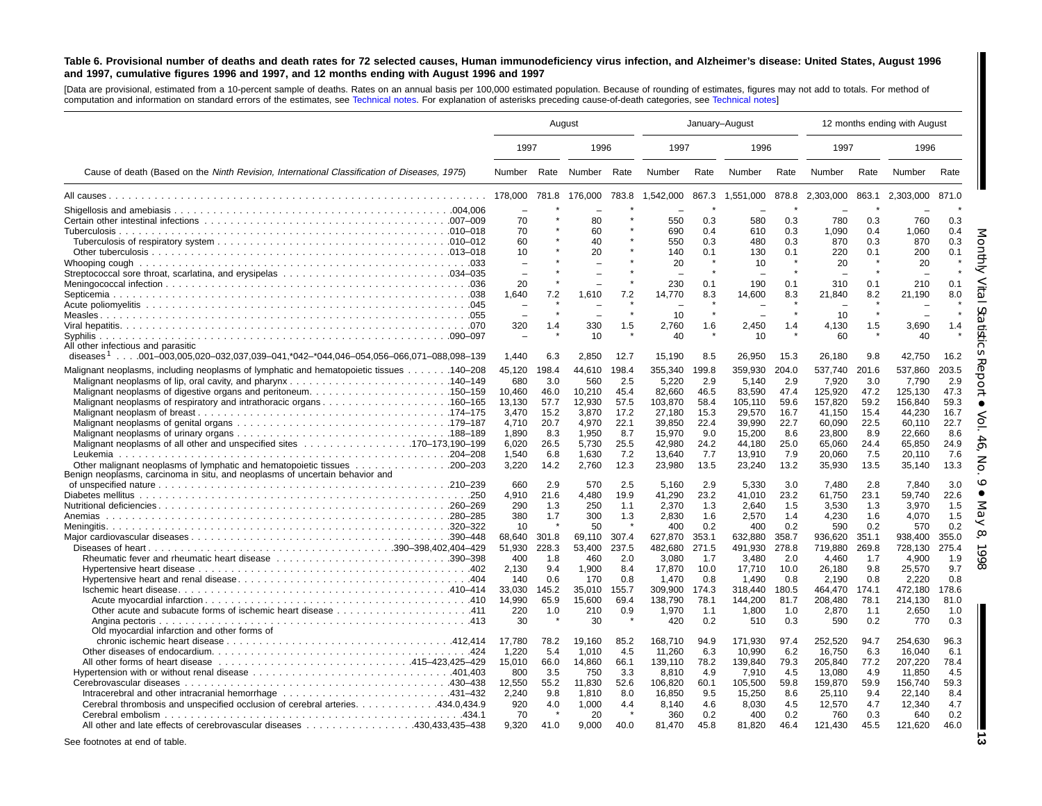**Table 6. Provisional number of deaths and death rates for 72 selected causes, Human immunodeficiency virus infection, and Alzheimer's disease: United States, August 1996 and 1997, cumulative figures 1996 and 1997, and 12 months ending with August 1996 and 1997**

[Data are provisional, estimated from a 10-percent sample of deaths. Rates on an annual basis per 100,000 estimated population. Because of rounding of estimates, figures may not add to totals. For method of computation and information on standard errors of the estimates, see Technical notes. For explanation of asterisks preceding cause-of-death categories, see Technical notes]

| Cause of death (Based on the *Ninth Revision, International Classification of Diseases, 1975*) | August | | | | January–August | | | | 12 months ending with August | | | |
|---|---|---|---|---|---|---|---|---|---|---|---|---|
| | 1997 | | 1996 | | 1997 | | 1996 | | 1997 | | 1996 | |
| | Number | Rate | Number | Rate | Number | Rate | Number | Rate | Number | Rate | Number | Rate |
| All causes | 178,000 | 781.8 | 176,000 | 783.8 | 1,542,000 | 867.3 | 1,551,000 | 878.8 | 2,303,000 | 863.1 | 2,303,000 | 871.0 |
| Shigellosis and amebiasis .004,006 | – | * | – | * | – | * | – | * | – | * | – | * |
| Certain other intestinal infections .007–009 | 70 | * | 80 | * | 550 | 0.3 | 580 | 0.3 | 780 | 0.3 | 760 | 0.3 |
| Tuberculosis .010–018 | 70 | * | 60 | * | 690 | 0.4 | 610 | 0.3 | 1,090 | 0.4 | 1,060 | 0.4 |
| Tuberculosis of respiratory system .010–012 | 60 | * | 40 | * | 550 | 0.3 | 480 | 0.3 | 870 | 0.3 | 870 | 0.3 |
| Other tuberculosis .013–018 | 10 | * | 20 | * | 140 | 0.1 | 130 | 0.1 | 220 | 0.1 | 200 | 0.1 |
| Whooping cough .033 | – | * | – | * | 20 | * | 10 | * | 20 | * | 20 | * |
| Streptococcal sore throat, scarlatina, and erysipelas .034–035 | – | * | – | * | – | * | – | * | – | * | – | * |
| Meningococcal infection .036 | 20 | * | – | * | 230 | 0.1 | 190 | 0.1 | 310 | 0.1 | 210 | 0.1 |
| Septicemia .038 | 1,640 | 7.2 | 1,610 | 7.2 | 14,770 | 8.3 | 14,600 | 8.3 | 21,840 | 8.2 | 21,190 | 8.0 |
| Acute poliomyelitis .045 | – | * | – | * | – | * | – | * | – | * | – | * |
| Measles .055 | – | * | – | * | 10 | * | – | * | 10 | * | – | * |
| Viral hepatitis .070 | 320 | 1.4 | 330 | 1.5 | 2,760 | 1.6 | 2,450 | 1.4 | 4,130 | 1.5 | 3,690 | 1.4 |
| Syphilis .090–097 | – | * | 10 | * | 40 | * | 10 | * | 60 | * | 40 | * |
| All other infectious and parasitic diseases[1] . . . .001–003,005,020–032,037,039–041,*042–*044,046–054,056–066,071–088,098–139 | 1,440 | 6.3 | 2,850 | 12.7 | 15,190 | 8.5 | 26,950 | 15.3 | 26,180 | 9.8 | 42,750 | 16.2 |
| Malignant neoplasms, including neoplasms of lymphatic and hematopoietic tissues .140–208 | 45,120 | 198.4 | 44,610 | 198.4 | 355,340 | 199.8 | 359,930 | 204.0 | 537,740 | 201.6 | 537,860 | 203.5 |
| Malignant neoplasms of lip, oral cavity, and pharynx .140–149 | 680 | 3.0 | 560 | 2.5 | 5,220 | 2.9 | 5,140 | 2.9 | 7,920 | 3.0 | 7,790 | 2.9 |
| Malignant neoplasms of digestive organs and peritoneum .150–159 | 10,460 | 46.0 | 10,210 | 45.4 | 82,660 | 46.5 | 83,590 | 47.4 | 125,920 | 47.2 | 125,130 | 47.3 |
| Malignant neoplasms of respiratory and intrathoracic organs .160–165 | 13,130 | 57.7 | 12,930 | 57.5 | 103,870 | 58.4 | 105,110 | 59.6 | 157,820 | 59.2 | 156,840 | 59.3 |
| Malignant neoplasm of breast .174–175 | 3,470 | 15.2 | 3,870 | 17.2 | 27,180 | 15.3 | 29,570 | 16.7 | 41,150 | 15.4 | 44,230 | 16.7 |
| Malignant neoplasms of genital organs .179–187 | 4,710 | 20.7 | 4,970 | 22.1 | 39,850 | 22.4 | 39,990 | 22.7 | 60,090 | 22.5 | 60,110 | 22.7 |
| Malignant neoplasms of urinary organs .188–189 | 1,890 | 8.3 | 1,950 | 8.7 | 15,970 | 9.0 | 15,200 | 8.6 | 23,800 | 8.9 | 22,660 | 8.6 |
| Malignant neoplasms of all other and unspecified sites .170–173,190–199 | 6,020 | 26.5 | 5,730 | 25.5 | 42,980 | 24.2 | 44,180 | 25.0 | 65,060 | 24.4 | 65,850 | 24.9 |
| Leukemia .204–208 | 1,540 | 6.8 | 1,630 | 7.2 | 13,640 | 7.7 | 13,910 | 7.9 | 20,060 | 7.5 | 20,110 | 7.6 |
| Other malignant neoplasms of lymphatic and hematopoietic tissues .200–203 | 3,220 | 14.2 | 2,760 | 12.3 | 23,980 | 13.5 | 23,240 | 13.2 | 35,930 | 13.5 | 35,140 | 13.3 |
| Benign neoplasms, carcinoma in situ, and neoplasms of uncertain behavior and of unspecified nature .210–239 | 660 | 2.9 | 570 | 2.5 | 5,160 | 2.9 | 5,330 | 3.0 | 7,480 | 2.8 | 7,840 | 3.0 |
| Diabetes mellitus .250 | 4,910 | 21.6 | 4,480 | 19.9 | 41,290 | 23.2 | 41,010 | 23.2 | 61,750 | 23.1 | 59,740 | 22.6 |
| Nutritional deficiencies .260–269 | 290 | 1.3 | 250 | 1.1 | 2,370 | 1.3 | 2,640 | 1.5 | 3,530 | 1.3 | 3,970 | 1.5 |
| Anemias .280–285 | 380 | 1.7 | 300 | 1.3 | 2,830 | 1.6 | 2,570 | 1.4 | 4,230 | 1.6 | 4,070 | 1.5 |
| Meningitis .320–322 | 10 | * | 50 | * | 400 | 0.2 | 400 | 0.2 | 590 | 0.2 | 570 | 0.2 |
| Major cardiovascular diseases .390–448 | 68,640 | 301.8 | 69,110 | 307.4 | 627,870 | 353.1 | 632,880 | 358.7 | 936,620 | 351.1 | 938,400 | 355.0 |
| Diseases of heart .390–398,402,404–429 | 51,930 | 228.3 | 53,400 | 237.5 | 482,680 | 271.5 | 491,930 | 278.8 | 719,880 | 269.8 | 728,130 | 275.4 |
| Rheumatic fever and rheumatic heart disease .390–398 | 400 | 1.8 | 460 | 2.0 | 3,080 | 1.7 | 3,480 | 2.0 | 4,460 | 1.7 | 4,900 | 1.9 |
| Hypertensive heart disease .402 | 2,130 | 9.4 | 1,900 | 8.4 | 17,870 | 10.0 | 17,710 | 10.0 | 26,180 | 9.8 | 25,570 | 9.7 |
| Hypertensive heart and renal disease .404 | 140 | 0.6 | 170 | 0.8 | 1,470 | 0.8 | 1,490 | 0.8 | 2,190 | 0.8 | 2,220 | 0.8 |
| Ischemic heart disease .410–414 | 33,030 | 145.2 | 35,010 | 155.7 | 309,900 | 174.3 | 318,440 | 180.5 | 464,470 | 174.1 | 472,180 | 178.6 |
| Acute myocardial infarction .410 | 14,990 | 65.9 | 15,600 | 69.4 | 138,790 | 78.1 | 144,200 | 81.7 | 208,480 | 78.1 | 214,130 | 81.0 |
| Other acute and subacute forms of ischemic heart disease .411 | 220 | 1.0 | 210 | 0.9 | 1,970 | 1.1 | 1,800 | 1.0 | 2,870 | 1.1 | 2,650 | 1.0 |
| Angina pectoris .413 | 30 | * | 30 | * | 420 | 0.2 | 510 | 0.3 | 590 | 0.2 | 770 | 0.3 |
| Old myocardial infarction and other forms of chronic ischemic heart disease .412,414 | 17,780 | 78.2 | 19,160 | 85.2 | 168,710 | 94.9 | 171,930 | 97.4 | 252,520 | 94.7 | 254,630 | 96.3 |
| Other diseases of endocardium .424 | 1,220 | 5.4 | 1,010 | 4.5 | 11,260 | 6.3 | 10,990 | 6.2 | 16,750 | 6.3 | 16,040 | 6.1 |
| All other forms of heart disease .415–423,425–429 | 15,010 | 66.0 | 14,860 | 66.1 | 139,110 | 78.2 | 139,840 | 79.3 | 205,840 | 77.2 | 207,220 | 78.4 |
| Hypertension with or without renal disease .401,403 | 800 | 3.5 | 750 | 3.3 | 8,810 | 4.9 | 7,910 | 4.5 | 13,080 | 4.9 | 11,850 | 4.5 |
| Cerebrovascular diseases .430–438 | 12,550 | 55.2 | 11,830 | 52.6 | 106,820 | 60.1 | 105,500 | 59.8 | 159,870 | 59.9 | 156,740 | 59.3 |
| Intracerebral and other intracranial hemorrhage .431–432 | 2,240 | 9.8 | 1,810 | 8.0 | 16,850 | 9.5 | 15,250 | 8.6 | 25,110 | 9.4 | 22,140 | 8.4 |
| Cerebral thrombosis and unspecified occlusion of cerebral arteries .434.0,434.9 | 920 | 4.0 | 1,000 | 4.4 | 8,140 | 4.6 | 8,030 | 4.5 | 12,570 | 4.7 | 12,340 | 4.7 |
| Cerebral embolism .434.1 | 70 | * | 20 | * | 360 | 0.2 | 400 | 0.2 | 760 | 0.3 | 640 | 0.2 |
| All other and late effects of cerebrovascular diseases .430,433,435–438 | 9,320 | 41.0 | 9,000 | 40.0 | 81,470 | 45.8 | 81,820 | 46.4 | 121,430 | 45.5 | 121,620 | 46.0 |

See footnotes at end of table.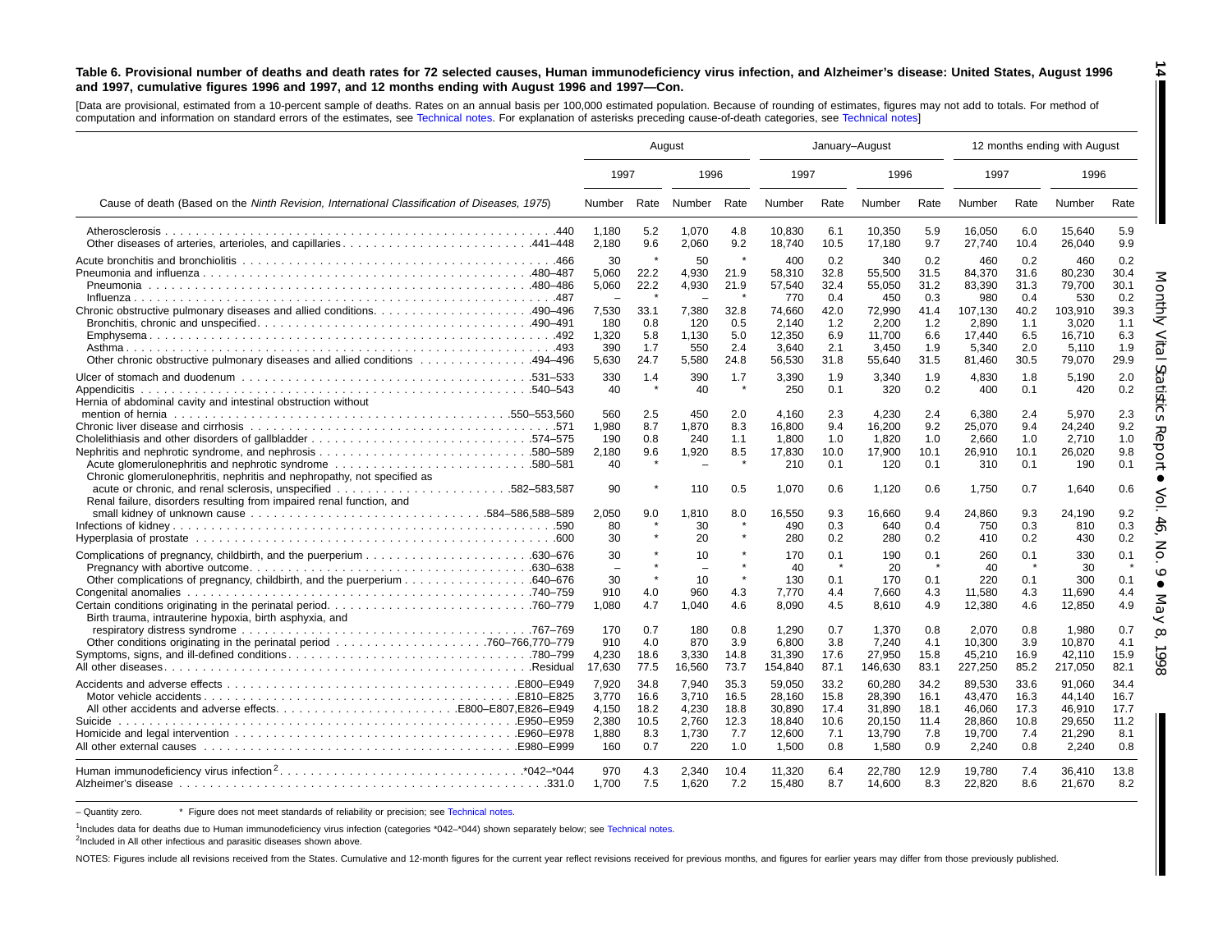**Table 6. Provisional number of deaths and death rates for 72 selected causes, Human immunodeficiency virus infection, and Alzheimer's disease: United States, August 1996 and 1997, cumulative figures 1996 and 1997, and 12 months ending with August 1996 and 1997—Con.**

[Data are provisional, estimated from a 10-percent sample of deaths. Rates on an annual basis per 100,000 estimated population. Because of rounding of estimates, figures may not add to totals. For method of computation and information on standard errors of the estimates, see Technical notes. For explanation of asterisks preceding cause-of-death categories, see Technical notes]

| Cause of death (Based on the *Ninth Revision, International Classification of Diseases, 1975*) | August | | | | January–August | | | | 12 months ending with August | | | |
|---|---|---|---|---|---|---|---|---|---|---|---|---|
| | 1997 | | 1996 | | 1997 | | 1996 | | 1997 | | 1996 | |
| | Number | Rate | Number | Rate | Number | Rate | Number | Rate | Number | Rate | Number | Rate |
| Atherosclerosis . . . .440 | 1,180 | 5.2 | 1,070 | 4.8 | 10,830 | 6.1 | 10,350 | 5.9 | 16,050 | 6.0 | 15,640 | 5.9 |
| Other diseases of arteries, arterioles, and capillaries . . . .441–448 | 2,180 | 9.6 | 2,060 | 9.2 | 18,740 | 10.5 | 17,180 | 9.7 | 27,740 | 10.4 | 26,040 | 9.9 |
| Acute bronchitis and bronchiolitis . . . .466 | 30 | * | 50 | * | 400 | 0.2 | 340 | 0.2 | 460 | 0.2 | 460 | 0.2 |
| Pneumonia and influenza . . . .480–487 | 5,060 | 22.2 | 4,930 | 21.9 | 58,310 | 32.8 | 55,500 | 31.5 | 84,370 | 31.6 | 80,230 | 30.4 |
| Pneumonia . . . .480–486 | 5,060 | 22.2 | 4,930 | 21.9 | 57,540 | 32.4 | 55,050 | 31.2 | 83,390 | 31.3 | 79,700 | 30.1 |
| Influenza . . . .487 | – | * | – | * | 770 | 0.4 | 450 | 0.3 | 980 | 0.4 | 530 | 0.2 |
| Chronic obstructive pulmonary diseases and allied conditions . . . .490–496 | 7,530 | 33.1 | 7,380 | 32.8 | 74,660 | 42.0 | 72,990 | 41.4 | 107,130 | 40.2 | 103,910 | 39.3 |
| Bronchitis, chronic and unspecified . . . .490–491 | 180 | 0.8 | 120 | 0.5 | 2,140 | 1.2 | 2,200 | 1.2 | 2,890 | 1.1 | 3,020 | 1.1 |
| Emphysema . . . .492 | 1,320 | 5.8 | 1,130 | 5.0 | 12,350 | 6.9 | 11,700 | 6.6 | 17,440 | 6.5 | 16,710 | 6.3 |
| Asthma . . . .493 | 390 | 1.7 | 550 | 2.4 | 3,640 | 2.1 | 3,450 | 1.9 | 5,340 | 2.0 | 5,110 | 1.9 |
| Other chronic obstructive pulmonary diseases and allied conditions . . . .494–496 | 5,630 | 24.7 | 5,580 | 24.8 | 56,530 | 31.8 | 55,640 | 31.5 | 81,460 | 30.5 | 79,070 | 29.9 |
| Ulcer of stomach and duodenum . . . .531–533 | 330 | 1.4 | 390 | 1.7 | 3,390 | 1.9 | 3,340 | 1.9 | 4,830 | 1.8 | 5,190 | 2.0 |
| Appendicitis . . . .540–543 | 40 | * | 40 | * | 250 | 0.1 | 320 | 0.2 | 400 | 0.1 | 420 | 0.2 |
| Hernia of abdominal cavity and intestinal obstruction without mention of hernia . . . .550–553,560 | 560 | 2.5 | 450 | 2.0 | 4,160 | 2.3 | 4,230 | 2.4 | 6,380 | 2.4 | 5,970 | 2.3 |
| Chronic liver disease and cirrhosis . . . .571 | 1,980 | 8.7 | 1,870 | 8.3 | 16,800 | 9.4 | 16,200 | 9.2 | 25,070 | 9.4 | 24,240 | 9.2 |
| Cholelithiasis and other disorders of gallbladder . . . .574–575 | 190 | 0.8 | 240 | 1.1 | 1,800 | 1.0 | 1,820 | 1.0 | 2,660 | 1.0 | 2,710 | 1.0 |
| Nephritis and nephrotic syndrome, and nephrosis . . . .580–589 | 2,180 | 9.6 | 1,920 | 8.5 | 17,830 | 10.0 | 17,900 | 10.1 | 26,910 | 10.1 | 26,020 | 9.8 |
| Acute glomerulonephritis and nephrotic syndrome . . . .580–581 | 40 | * | – | * | 210 | 0.1 | 120 | 0.1 | 310 | 0.1 | 190 | 0.1 |
| Chronic glomerulonephritis, nephritis and nephropathy, not specified as acute or chronic, and renal sclerosis, unspecified . . . .582–583,587 | 90 | * | 110 | 0.5 | 1,070 | 0.6 | 1,120 | 0.6 | 1,750 | 0.7 | 1,640 | 0.6 |
| Renal failure, disorders resulting from impaired renal function, and small kidney of unknown cause . . . .584–586,588–589 | 2,050 | 9.0 | 1,810 | 8.0 | 16,550 | 9.3 | 16,660 | 9.4 | 24,860 | 9.3 | 24,190 | 9.2 |
| Infections of kidney . . . .590 | 80 | * | 30 | * | 490 | 0.3 | 640 | 0.4 | 750 | 0.3 | 810 | 0.3 |
| Hyperplasia of prostate . . . .600 | 30 | * | 20 | * | 280 | 0.2 | 280 | 0.2 | 410 | 0.2 | 430 | 0.2 |
| Complications of pregnancy, childbirth, and the puerperium . . . .630–676 | 30 | * | 10 | * | 170 | 0.1 | 190 | 0.1 | 260 | 0.1 | 330 | 0.1 |
| Pregnancy with abortive outcome . . . .630–638 | – | * | – | * | 40 | * | 20 | * | 40 | * | 30 | * |
| Other complications of pregnancy, childbirth, and the puerperium . . . .640–676 | 30 | * | 10 | * | 130 | 0.1 | 170 | 0.1 | 220 | 0.1 | 300 | 0.1 |
| Congenital anomalies . . . .740–759 | 910 | 4.0 | 960 | 4.3 | 7,770 | 4.4 | 7,660 | 4.3 | 11,580 | 4.3 | 11,690 | 4.4 |
| Certain conditions originating in the perinatal period . . . .760–779 | 1,080 | 4.7 | 1,040 | 4.6 | 8,090 | 4.5 | 8,610 | 4.9 | 12,380 | 4.6 | 12,850 | 4.9 |
| Birth trauma, intrauterine hypoxia, birth asphyxia, and respiratory distress syndrome . . . .767–769 | 170 | 0.7 | 180 | 0.8 | 1,290 | 0.7 | 1,370 | 0.8 | 2,070 | 0.8 | 1,980 | 0.7 |
| Other conditions originating in the perinatal period . . . .760–766,770–779 | 910 | 4.0 | 870 | 3.9 | 6,800 | 3.8 | 7,240 | 4.1 | 10,300 | 3.9 | 10,870 | 4.1 |
| Symptoms, signs, and ill-defined conditions . . . .780–799 | 4,230 | 18.6 | 3,330 | 14.8 | 31,390 | 17.6 | 27,950 | 15.8 | 45,210 | 16.9 | 42,110 | 15.9 |
| All other diseases . . . .Residual | 17,630 | 77.5 | 16,560 | 73.7 | 154,840 | 87.1 | 146,630 | 83.1 | 227,250 | 85.2 | 217,050 | 82.1 |
| Accidents and adverse effects . . . .E800–E949 | 7,920 | 34.8 | 7,940 | 35.3 | 59,050 | 33.2 | 60,280 | 34.2 | 89,530 | 33.6 | 91,060 | 34.4 |
| Motor vehicle accidents . . . .E810–E825 | 3,770 | 16.6 | 3,710 | 16.5 | 28,160 | 15.8 | 28,390 | 16.1 | 43,470 | 16.3 | 44,140 | 16.7 |
| All other accidents and adverse effects . . . .E800–E807,E826–E949 | 4,150 | 18.2 | 4,230 | 18.8 | 30,890 | 17.4 | 31,890 | 18.1 | 46,060 | 17.3 | 46,910 | 17.7 |
| Suicide . . . .E950–E959 | 2,380 | 10.5 | 2,760 | 12.3 | 18,840 | 10.6 | 20,150 | 11.4 | 28,860 | 10.8 | 29,650 | 11.2 |
| Homicide and legal intervention . . . .E960–E978 | 1,880 | 8.3 | 1,730 | 7.7 | 12,600 | 7.1 | 13,790 | 7.8 | 19,700 | 7.4 | 21,290 | 8.1 |
| All other external causes . . . .E980–E999 | 160 | 0.7 | 220 | 1.0 | 1,500 | 0.8 | 1,580 | 0.9 | 2,240 | 0.8 | 2,240 | 0.8 |
| Human immunodeficiency virus infection[2] . . . .*042–*044 | 970 | 4.3 | 2,340 | 10.4 | 11,320 | 6.4 | 22,780 | 12.9 | 19,780 | 7.4 | 36,410 | 13.8 |
| Alzheimer's disease . . . .331.0 | 1,700 | 7.5 | 1,620 | 7.2 | 15,480 | 8.7 | 14,600 | 8.3 | 22,820 | 8.6 | 21,670 | 8.2 |

– Quantity zero. * Figure does not meet standards of reliability or precision; see Technical notes.

[1]Includes data for deaths due to Human immunodeficiency virus infection (categories *042–*044) shown separately below; see Technical notes.

[2]Included in All other infectious and parasitic diseases shown above.

NOTES: Figures include all revisions received from the States. Cumulative and 12-month figures for the current year reflect revisions received for previous months, and figures for earlier years may differ from those previously published.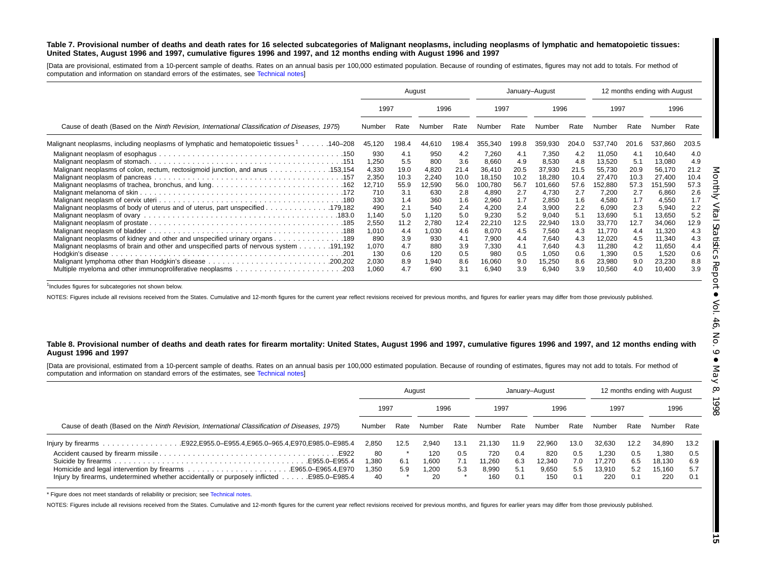**Table 7. Provisional number of deaths and death rates for 16 selected subcategories of Malignant neoplasms, including neoplasms of lymphatic and hematopoietic tissues: United States, August 1996 and 1997, cumulative figures 1996 and 1997, and 12 months ending with August 1996 and 1997**

[Data are provisional, estimated from a 10-percent sample of deaths. Rates on an annual basis per 100,000 estimated population. Because of rounding of estimates, figures may not add to totals. For method of computation and information on standard errors of the estimates, see Technical notes]

| Cause of death (Based on the *Ninth Revision, International Classification of Diseases, 1975*) | August | | | | January–August | | | | 12 months ending with August | | | |
|---|---|---|---|---|---|---|---|---|---|---|---|---|
| | 1997 | | 1996 | | 1997 | | 1996 | | 1997 | | 1996 | |
| | Number | Rate | Number | Rate | Number | Rate | Number | Rate | Number | Rate | Number | Rate |
| Malignant neoplasms, including neoplasms of lymphatic and hematopoietic tissues[1] . . . . . .140–208 | 45,120 | 198.4 | 44,610 | 198.4 | 355,340 | 199.8 | 359,930 | 204.0 | 537,740 | 201.6 | 537,860 | 203.5 |
| Malignant neoplasm of esophagus . . . .150 | 930 | 4.1 | 950 | 4.2 | 7,260 | 4.1 | 7,350 | 4.2 | 11,050 | 4.1 | 10,640 | 4.0 |
| Malignant neoplasm of stomach. . . .151 | 1,250 | 5.5 | 800 | 3.6 | 8,660 | 4.9 | 8,530 | 4.8 | 13,520 | 5.1 | 13,080 | 4.9 |
| Malignant neoplasms of colon, rectum, rectosigmoid junction, and anus . . . .153,154 | 4,330 | 19.0 | 4,820 | 21.4 | 36,410 | 20.5 | 37,930 | 21.5 | 55,730 | 20.9 | 56,170 | 21.2 |
| Malignant neoplasm of pancreas . . . .157 | 2,350 | 10.3 | 2,240 | 10.0 | 18,150 | 10.2 | 18,280 | 10.4 | 27,470 | 10.3 | 27,400 | 10.4 |
| Malignant neoplasms of trachea, bronchus, and lung. . . .162 | 12,710 | 55.9 | 12,590 | 56.0 | 100,780 | 56.7 | 101,660 | 57.6 | 152,880 | 57.3 | 151,590 | 57.3 |
| Malignant melanoma of skin . . . .172 | 710 | 3.1 | 630 | 2.8 | 4,890 | 2.7 | 4,730 | 2.7 | 7,200 | 2.7 | 6,860 | 2.6 |
| Malignant neoplasm of cervix uteri . . . .180 | 330 | 1.4 | 360 | 1.6 | 2,960 | 1.7 | 2,850 | 1.6 | 4,580 | 1.7 | 4,550 | 1.7 |
| Malignant neoplasms of body of uterus and of uterus, part unspecified . . . .179,182 | 490 | 2.1 | 540 | 2.4 | 4,200 | 2.4 | 3,900 | 2.2 | 6,090 | 2.3 | 5,940 | 2.2 |
| Malignant neoplasm of ovary . . . .183.0 | 1,140 | 5.0 | 1,120 | 5.0 | 9,230 | 5.2 | 9,040 | 5.1 | 13,690 | 5.1 | 13,650 | 5.2 |
| Malignant neoplasm of prostate . . . .185 | 2,550 | 11.2 | 2,780 | 12.4 | 22,210 | 12.5 | 22,940 | 13.0 | 33,770 | 12.7 | 34,060 | 12.9 |
| Malignant neoplasm of bladder . . . .188 | 1,010 | 4.4 | 1,030 | 4.6 | 8,070 | 4.5 | 7,560 | 4.3 | 11,770 | 4.4 | 11,320 | 4.3 |
| Malignant neoplasms of kidney and other and unspecified urinary organs . . . .189 | 890 | 3.9 | 930 | 4.1 | 7,900 | 4.4 | 7,640 | 4.3 | 12,020 | 4.5 | 11,340 | 4.3 |
| Malignant neoplasms of brain and other and unspecified parts of nervous system . . . .191,192 | 1,070 | 4.7 | 880 | 3.9 | 7,330 | 4.1 | 7,640 | 4.3 | 11,280 | 4.2 | 11,650 | 4.4 |
| Hodgkin's disease . . . .201 | 130 | 0.6 | 120 | 0.5 | 980 | 0.5 | 1,050 | 0.6 | 1,390 | 0.5 | 1,520 | 0.6 |
| Malignant lymphoma other than Hodgkin's disease . . . .200,202 | 2,030 | 8.9 | 1,940 | 8.6 | 16,060 | 9.0 | 15,250 | 8.6 | 23,980 | 9.0 | 23,230 | 8.8 |
| Multiple myeloma and other immunoproliferative neoplasms . . . .203 | 1,060 | 4.7 | 690 | 3.1 | 6,940 | 3.9 | 6,940 | 3.9 | 10,560 | 4.0 | 10,400 | 3.9 |

[1]Includes figures for subcategories not shown below.

NOTES: Figures include all revisions received from the States. Cumulative and 12-month figures for the current year reflect revisions received for previous months, and figures for earlier years may differ from those previously published.

**Table 8. Provisional number of deaths and death rates for firearm mortality: United States, August 1996 and 1997, cumulative figures 1996 and 1997, and 12 months ending with August 1996 and 1997**

[Data are provisional, estimated from a 10-percent sample of deaths. Rates on an annual basis per 100,000 estimated population. Because of rounding of estimates, figures may not add to totals. For method of computation and information on standard errors of the estimates, see Technical notes]

| Cause of death (Based on the *Ninth Revision, International Classification of Diseases, 1975*) | August | | | | January–August | | | | 12 months ending with August | | | |
|---|---|---|---|---|---|---|---|---|---|---|---|---|
| | 1997 | | 1996 | | 1997 | | 1996 | | 1997 | | 1996 | |
| | Number | Rate | Number | Rate | Number | Rate | Number | Rate | Number | Rate | Number | Rate |
| Injury by firearms . . . .E922,E955.0–E955.4,E965.0–965.4,E970,E985.0–E985.4 | 2,850 | 12.5 | 2,940 | 13.1 | 21,130 | 11.9 | 22,960 | 13.0 | 32,630 | 12.2 | 34,890 | 13.2 |
| Accident caused by firearm missile . . . .E922 | 80 | * | 120 | 0.5 | 720 | 0.4 | 820 | 0.5 | 1,230 | 0.5 | 1,380 | 0.5 |
| Suicide by firearms . . . .E955.0–E955.4 | 1,380 | 6.1 | 1,600 | 7.1 | 11,260 | 6.3 | 12,340 | 7.0 | 17,270 | 6.5 | 18,130 | 6.9 |
| Homicide and legal intervention by firearms . . . .E965.0–E965.4,E970 | 1,350 | 5.9 | 1,200 | 5.3 | 8,990 | 5.1 | 9,650 | 5.5 | 13,910 | 5.2 | 15,160 | 5.7 |
| Injury by firearms, undetermined whether accidentally or purposely inflicted . . . .E985.0–E985.4 | 40 | * | 20 | * | 160 | 0.1 | 150 | 0.1 | 220 | 0.1 | 220 | 0.1 |

* Figure does not meet standards of reliability or precision; see Technical notes.

NOTES: Figures include all revisions received from the States. Cumulative and 12-month figures for the current year reflect revisions received for previous months, and figures for earlier years may differ from those previously published.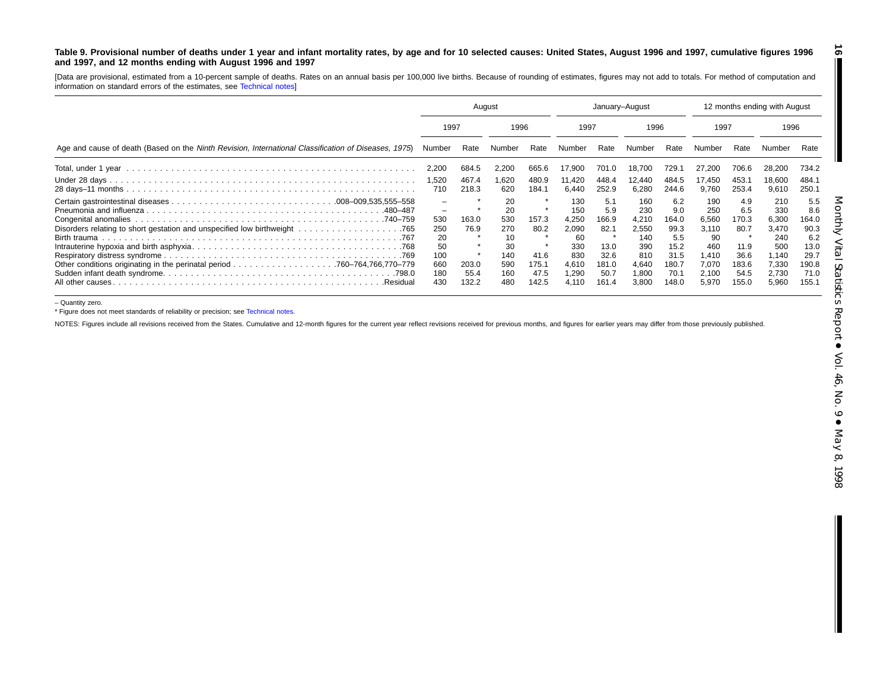**Table 9. Provisional number of deaths under 1 year and infant mortality rates, by age and for 10 selected causes: United States, August 1996 and 1997, cumulative figures 1996 and 1997, and 12 months ending with August 1996 and 1997**

[Data are provisional, estimated from a 10-percent sample of deaths. Rates on an annual basis per 100,000 live births. Because of rounding of estimates, figures may not add to totals. For method of computation and information on standard errors of the estimates, see Technical notes]

| Age and cause of death (Based on the *Ninth Revision, International Classification of Diseases, 1975*) | August | | | | January–August | | | | 12 months ending with August | | | |
|---|---|---|---|---|---|---|---|---|---|---|---|---|
| | 1997 | | 1996 | | 1997 | | 1996 | | 1997 | | 1996 | |
| | Number | Rate | Number | Rate | Number | Rate | Number | Rate | Number | Rate | Number | Rate |
| Total, under 1 year | 2,200 | 684.5 | 2,200 | 665.6 | 17,900 | 701.0 | 18,700 | 729.1 | 27,200 | 706.6 | 28,200 | 734.2 |
| Under 28 days | 1,520 | 467.4 | 1,620 | 480.9 | 11,420 | 448.4 | 12,440 | 484.5 | 17,450 | 453.1 | 18,600 | 484.1 |
| 28 days–11 months | 710 | 218.3 | 620 | 184.1 | 6,440 | 252.9 | 6,280 | 244.6 | 9,760 | 253.4 | 9,610 | 250.1 |
| Certain gastrointestinal diseases .008–009,535,555–558 | – | * | 20 | * | 130 | 5.1 | 160 | 6.2 | 190 | 4.9 | 210 | 5.5 |
| Pneumonia and influenza .480–487 | – | * | 20 | * | 150 | 5.9 | 230 | 9.0 | 250 | 6.5 | 330 | 8.6 |
| Congenital anomalies .740–759 | 530 | 163.0 | 530 | 157.3 | 4,250 | 166.9 | 4,210 | 164.0 | 6,560 | 170.3 | 6,300 | 164.0 |
| Disorders relating to short gestation and unspecified low birthweight .765 | 250 | 76.9 | 270 | 80.2 | 2,090 | 82.1 | 2,550 | 99.3 | 3,110 | 80.7 | 3,470 | 90.3 |
| Birth trauma .767 | 20 | * | 10 | * | 60 | * | 140 | 5.5 | 90 | * | 240 | 6.2 |
| Intrauterine hypoxia and birth asphyxia .768 | 50 | * | 30 | * | 330 | 13.0 | 390 | 15.2 | 460 | 11.9 | 500 | 13.0 |
| Respiratory distress syndrome .769 | 100 | * | 140 | 41.6 | 830 | 32.6 | 810 | 31.5 | 1,410 | 36.6 | 1,140 | 29.7 |
| Other conditions originating in the perinatal period .760–764,766,770–779 | 660 | 203.0 | 590 | 175.1 | 4,610 | 181.0 | 4,640 | 180.7 | 7,070 | 183.6 | 7,330 | 190.8 |
| Sudden infant death syndrome .798.0 | 180 | 55.4 | 160 | 47.5 | 1,290 | 50.7 | 1,800 | 70.1 | 2,100 | 54.5 | 2,730 | 71.0 |
| All other causes .Residual | 430 | 132.2 | 480 | 142.5 | 4,110 | 161.4 | 3,800 | 148.0 | 5,970 | 155.0 | 5,960 | 155.1 |

– Quantity zero.

* Figure does not meet standards of reliability or precision; see Technical notes.

NOTES: Figures include all revisions received from the States. Cumulative and 12-month figures for the current year reflect revisions received for previous months, and figures for earlier years may differ from those previously published.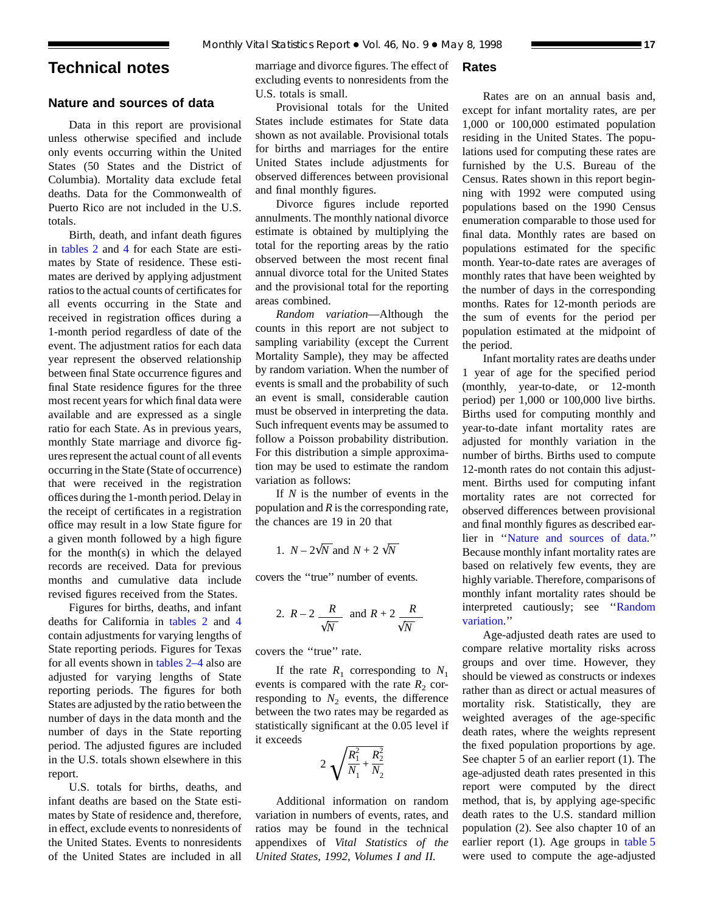# Technical notes

## Nature and sources of data

Data in this report are provisional unless otherwise specified and include only events occurring within the United States (50 States and the District of Columbia). Mortality data exclude fetal deaths. Data for the Commonwealth of Puerto Rico are not included in the U.S. totals.

Birth, death, and infant death figures in tables 2 and 4 for each State are estimates by State of residence. These estimates are derived by applying adjustment ratios to the actual counts of certificates for all events occurring in the State and received in registration offices during a 1-month period regardless of date of the event. The adjustment ratios for each data year represent the observed relationship between final State occurrence figures and final State residence figures for the three most recent years for which final data were available and are expressed as a single ratio for each State. As in previous years, monthly State marriage and divorce figures represent the actual count of all events occurring in the State (State of occurrence) that were received in the registration offices during the 1-month period. Delay in the receipt of certificates in a registration office may result in a low State figure for a given month followed by a high figure for the month(s) in which the delayed records are received. Data for previous months and cumulative data include revised figures received from the States.

Figures for births, deaths, and infant deaths for California in tables 2 and 4 contain adjustments for varying lengths of State reporting periods. Figures for Texas for all events shown in tables 2–4 also are adjusted for varying lengths of State reporting periods. The figures for both States are adjusted by the ratio between the number of days in the data month and the number of days in the State reporting period. The adjusted figures are included in the U.S. totals shown elsewhere in this report.

U.S. totals for births, deaths, and infant deaths are based on the State estimates by State of residence and, therefore, in effect, exclude events to nonresidents of the United States. Events to nonresidents of the United States are included in all marriage and divorce figures. The effect of excluding events to nonresidents from the U.S. totals is small.

Provisional totals for the United States include estimates for State data shown as not available. Provisional totals for births and marriages for the entire United States include adjustments for observed differences between provisional and final monthly figures.

Divorce figures include reported annulments. The monthly national divorce estimate is obtained by multiplying the total for the reporting areas by the ratio observed between the most recent final annual divorce total for the United States and the provisional total for the reporting areas combined.

*Random variation*—Although the counts in this report are not subject to sampling variability (except the Current Mortality Sample), they may be affected by random variation. When the number of events is small and the probability of such an event is small, considerable caution must be observed in interpreting the data. Such infrequent events may be assumed to follow a Poisson probability distribution. For this distribution a simple approximation may be used to estimate the random variation as follows:

If $N$ is the number of events in the population and $R$ is the corresponding rate, the chances are 19 in 20 that

1. $N - 2\sqrt{N}$ and $N + 2\sqrt{N}$

covers the "true" number of events.

2. $R - 2\dfrac{R}{\sqrt{N}}$ and $R + 2\dfrac{R}{\sqrt{N}}$

covers the "true" rate.

If the rate $R_1$ corresponding to $N_1$ events is compared with the rate $R_2$ corresponding to $N_2$ events, the difference between the two rates may be regarded as statistically significant at the 0.05 level if it exceeds

$$2\sqrt{\frac{R_1^2}{N_1} + \frac{R_2^2}{N_2}}$$

Additional information on random variation in numbers of events, rates, and ratios may be found in the technical appendixes of *Vital Statistics of the United States, 1992, Volumes I and II.*

## Rates

Rates are on an annual basis and, except for infant mortality rates, are per 1,000 or 100,000 estimated population residing in the United States. The populations used for computing these rates are furnished by the U.S. Bureau of the Census. Rates shown in this report beginning with 1992 were computed using populations based on the 1990 Census enumeration comparable to those used for final data. Monthly rates are based on populations estimated for the specific month. Year-to-date rates are averages of monthly rates that have been weighted by the number of days in the corresponding months. Rates for 12-month periods are the sum of events for the period per population estimated at the midpoint of the period.

Infant mortality rates are deaths under 1 year of age for the specified period (monthly, year-to-date, or 12-month period) per 1,000 or 100,000 live births. Births used for computing monthly and year-to-date infant mortality rates are adjusted for monthly variation in the number of births. Births used to compute 12-month rates do not contain this adjustment. Births used for computing infant mortality rates are not corrected for observed differences between provisional and final monthly figures as described earlier in "Nature and sources of data." Because monthly infant mortality rates are based on relatively few events, they are highly variable. Therefore, comparisons of monthly infant mortality rates should be interpreted cautiously; see "Random variation."

Age-adjusted death rates are used to compare relative mortality risks across groups and over time. However, they should be viewed as constructs or indexes rather than as direct or actual measures of mortality risk. Statistically, they are weighted averages of the age-specific death rates, where the weights represent the fixed population proportions by age. See chapter 5 of an earlier report (1). The age-adjusted death rates presented in this report were computed by the direct method, that is, by applying age-specific death rates to the U.S. standard million population (2). See also chapter 10 of an earlier report (1). Age groups in table 5 were used to compute the age-adjusted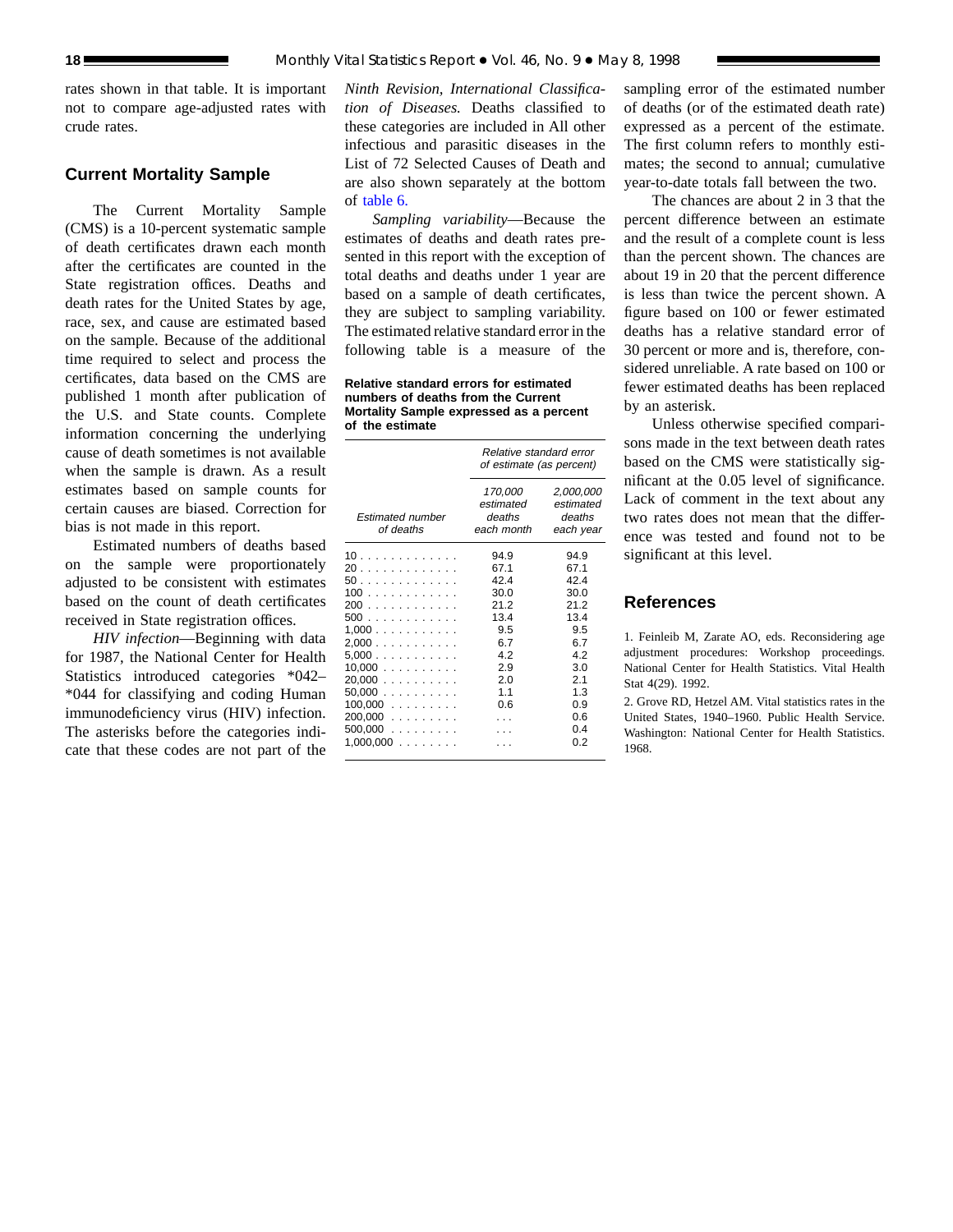rates shown in that table. It is important not to compare age-adjusted rates with crude rates.

## Current Mortality Sample

The Current Mortality Sample (CMS) is a 10-percent systematic sample of death certificates drawn each month after the certificates are counted in the State registration offices. Deaths and death rates for the United States by age, race, sex, and cause are estimated based on the sample. Because of the additional time required to select and process the certificates, data based on the CMS are published 1 month after publication of the U.S. and State counts. Complete information concerning the underlying cause of death sometimes is not available when the sample is drawn. As a result estimates based on sample counts for certain causes are biased. Correction for bias is not made in this report.

Estimated numbers of deaths based on the sample were proportionately adjusted to be consistent with estimates based on the count of death certificates received in State registration offices.

*HIV infection*—Beginning with data for 1987, the National Center for Health Statistics introduced categories *042–*044 for classifying and coding Human immunodeficiency virus (HIV) infection. The asterisks before the categories indicate that these codes are not part of the *Ninth Revision, International Classification of Diseases.* Deaths classified to these categories are included in All other infectious and parasitic diseases in the List of 72 Selected Causes of Death and are also shown separately at the bottom of table 6.

*Sampling variability*—Because the estimates of deaths and death rates presented in this report with the exception of total deaths and deaths under 1 year are based on a sample of death certificates, they are subject to sampling variability. The estimated relative standard error in the following table is a measure of the sampling error of the estimated number of deaths (or of the estimated death rate) expressed as a percent of the estimate. The first column refers to monthly estimates; the second to annual; cumulative year-to-date totals fall between the two.

**Relative standard errors for estimated numbers of deaths from the Current Mortality Sample expressed as a percent of the estimate**

| Estimated number of deaths | Relative standard error of estimate (as percent) | |
|---|---|---|
| | 170,000 estimated deaths each month | 2,000,000 estimated deaths each year |
| 10 | 94.9 | 94.9 |
| 20 | 67.1 | 67.1 |
| 50 | 42.4 | 42.4 |
| 100 | 30.0 | 30.0 |
| 200 | 21.2 | 21.2 |
| 500 | 13.4 | 13.4 |
| 1,000 | 9.5 | 9.5 |
| 2,000 | 6.7 | 6.7 |
| 5,000 | 4.2 | 4.2 |
| 10,000 | 2.9 | 3.0 |
| 20,000 | 2.0 | 2.1 |
| 50,000 | 1.1 | 1.3 |
| 100,000 | 0.6 | 0.9 |
| 200,000 | . . . | 0.6 |
| 500,000 | . . . | 0.4 |
| 1,000,000 | . . . | 0.2 |

The chances are about 2 in 3 that the percent difference between an estimate and the result of a complete count is less than the percent shown. The chances are about 19 in 20 that the percent difference is less than twice the percent shown. A figure based on 100 or fewer estimated deaths has a relative standard error of 30 percent or more and is, therefore, considered unreliable. A rate based on 100 or fewer estimated deaths has been replaced by an asterisk.

Unless otherwise specified comparisons made in the text between death rates based on the CMS were statistically significant at the 0.05 level of significance. Lack of comment in the text about any two rates does not mean that the difference was tested and found not to be significant at this level.

## References

1. Feinleib M, Zarate AO, eds. Reconsidering age adjustment procedures: Workshop proceedings. National Center for Health Statistics. Vital Health Stat 4(29). 1992.

2. Grove RD, Hetzel AM. Vital statistics rates in the United States, 1940–1960. Public Health Service. Washington: National Center for Health Statistics. 1968.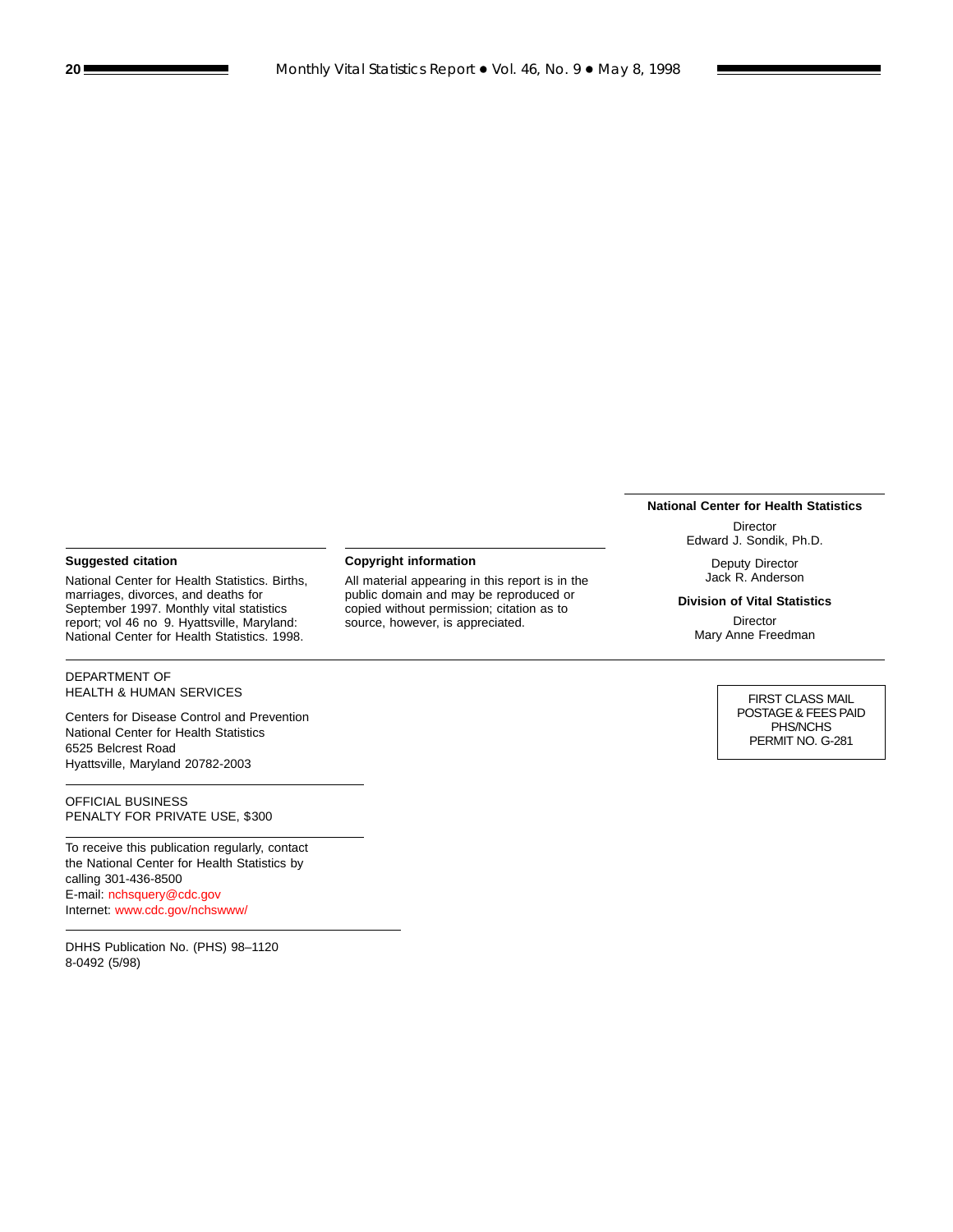**National Center for Health Statistics**

Director
Edward J. Sondik, Ph.D.

Deputy Director
Jack R. Anderson

**Division of Vital Statistics**

Director
Mary Anne Freedman

**Suggested citation**

National Center for Health Statistics. Births, marriages, divorces, and deaths for September 1997. Monthly vital statistics report; vol 46 no 9. Hyattsville, Maryland: National Center for Health Statistics. 1998.

**Copyright information**

All material appearing in this report is in the public domain and may be reproduced or copied without permission; citation as to source, however, is appreciated.

DEPARTMENT OF
HEALTH & HUMAN SERVICES

Centers for Disease Control and Prevention
National Center for Health Statistics
6525 Belcrest Road
Hyattsville, Maryland 20782-2003

OFFICIAL BUSINESS
PENALTY FOR PRIVATE USE, $300

To receive this publication regularly, contact the National Center for Health Statistics by calling 301-436-8500
E-mail: nchsquery@cdc.gov
Internet: www.cdc.gov/nchswww/

DHHS Publication No. (PHS) 98–1120
8-0492 (5/98)

FIRST CLASS MAIL
POSTAGE & FEES PAID
PHS/NCHS
PERMIT NO. G-281